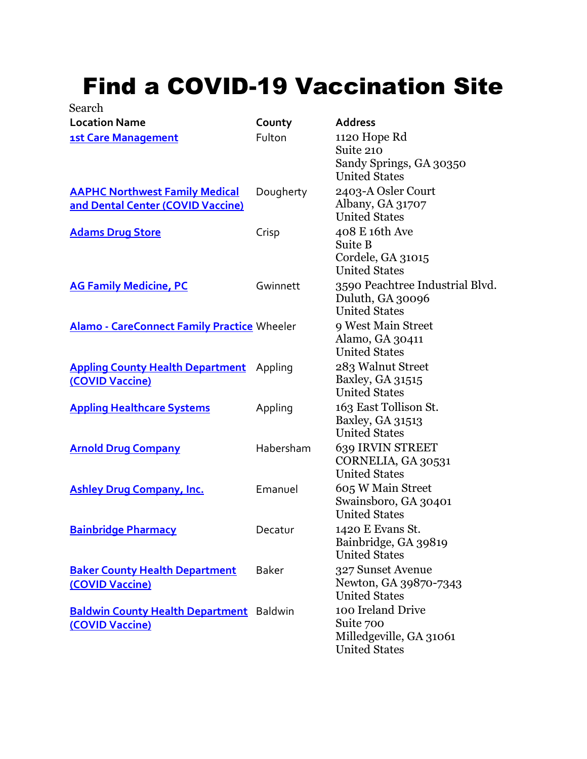# Find a COVID-19 Vaccination Site

Search

| Location Name | County | Address |
|---|---|---|
| 1st Care Management | Fulton | 1120 Hope Rd<br>Suite 210<br>Sandy Springs, GA 30350<br>United States |
| AAPHC Northwest Family Medical and Dental Center (COVID Vaccine) | Dougherty | 2403-A Osler Court<br>Albany, GA 31707<br>United States |
| Adams Drug Store | Crisp | 408 E 16th Ave<br>Suite B<br>Cordele, GA 31015<br>United States |
| AG Family Medicine, PC | Gwinnett | 3590 Peachtree Industrial Blvd.<br>Duluth, GA 30096<br>United States |
| Alamo - CareConnect Family Practice | Wheeler | 9 West Main Street<br>Alamo, GA 30411<br>United States |
| Appling County Health Department (COVID Vaccine) | Appling | 283 Walnut Street<br>Baxley, GA 31515<br>United States |
| Appling Healthcare Systems | Appling | 163 East Tollison St.<br>Baxley, GA 31513<br>United States |
| Arnold Drug Company | Habersham | 639 IRVIN STREET<br>CORNELIA, GA 30531<br>United States |
| Ashley Drug Company, Inc. | Emanuel | 605 W Main Street<br>Swainsboro, GA 30401<br>United States |
| Bainbridge Pharmacy | Decatur | 1420 E Evans St.<br>Bainbridge, GA 39819<br>United States |
| Baker County Health Department (COVID Vaccine) | Baker | 327 Sunset Avenue<br>Newton, GA 39870-7343<br>United States |
| Baldwin County Health Department (COVID Vaccine) | Baldwin | 100 Ireland Drive<br>Suite 700<br>Milledgeville, GA 31061<br>United States |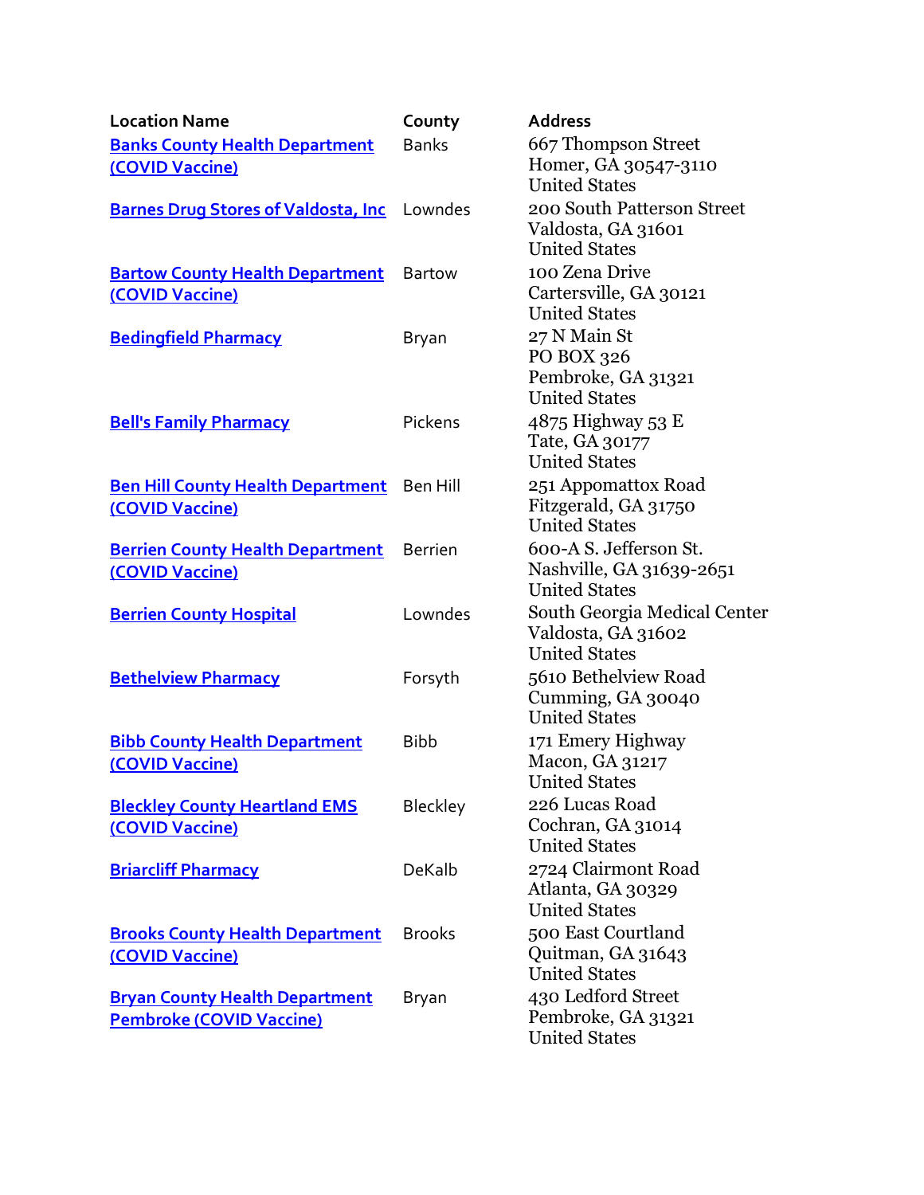| Location Name | County | Address |
| --- | --- | --- |
| Banks County Health Department (COVID Vaccine) | Banks | 667 Thompson Street<br>Homer, GA 30547-3110<br>United States |
| Barnes Drug Stores of Valdosta, Inc | Lowndes | 200 South Patterson Street<br>Valdosta, GA 31601<br>United States |
| Bartow County Health Department (COVID Vaccine) | Bartow | 100 Zena Drive<br>Cartersville, GA 30121<br>United States |
| Bedingfield Pharmacy | Bryan | 27 N Main St<br>PO BOX 326<br>Pembroke, GA 31321<br>United States |
| Bell's Family Pharmacy | Pickens | 4875 Highway 53 E<br>Tate, GA 30177<br>United States |
| Ben Hill County Health Department (COVID Vaccine) | Ben Hill | 251 Appomattox Road<br>Fitzgerald, GA 31750<br>United States |
| Berrien County Health Department (COVID Vaccine) | Berrien | 600-A S. Jefferson St.<br>Nashville, GA 31639-2651<br>United States |
| Berrien County Hospital | Lowndes | South Georgia Medical Center<br>Valdosta, GA 31602<br>United States |
| Bethelview Pharmacy | Forsyth | 5610 Bethelview Road<br>Cumming, GA 30040<br>United States |
| Bibb County Health Department (COVID Vaccine) | Bibb | 171 Emery Highway<br>Macon, GA 31217<br>United States |
| Bleckley County Heartland EMS (COVID Vaccine) | Bleckley | 226 Lucas Road<br>Cochran, GA 31014<br>United States |
| Briarcliff Pharmacy | DeKalb | 2724 Clairmont Road<br>Atlanta, GA 30329<br>United States |
| Brooks County Health Department (COVID Vaccine) | Brooks | 500 East Courtland<br>Quitman, GA 31643<br>United States |
| Bryan County Health Department Pembroke (COVID Vaccine) | Bryan | 430 Ledford Street<br>Pembroke, GA 31321<br>United States |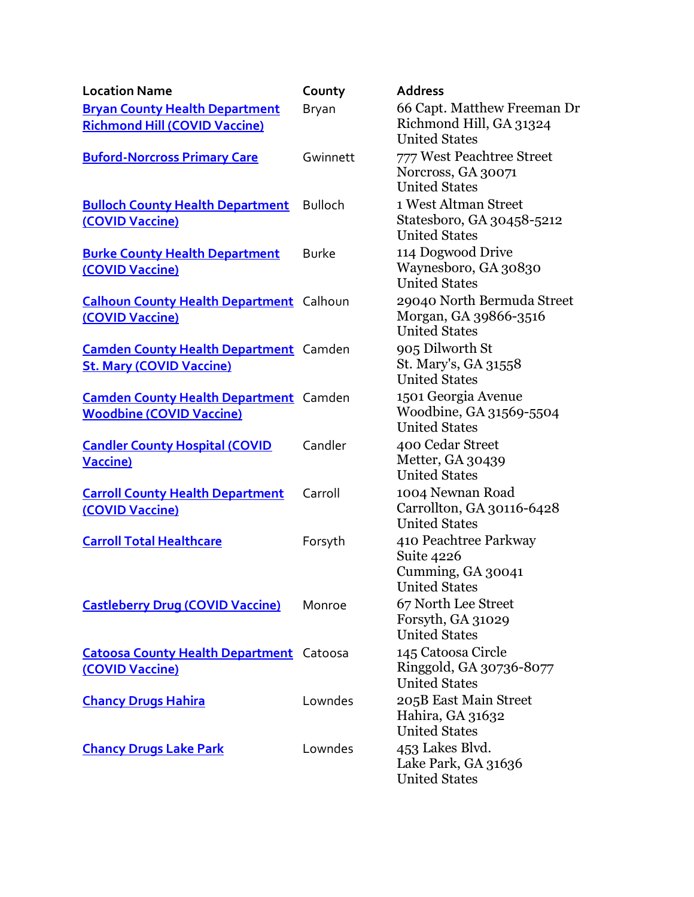| Location Name | County | Address |
|---|---|---|
| Bryan County Health Department Richmond Hill (COVID Vaccine) | Bryan | 66 Capt. Matthew Freeman Dr Richmond Hill, GA 31324 United States |
| Buford-Norcross Primary Care | Gwinnett | 777 West Peachtree Street Norcross, GA 30071 United States |
| Bulloch County Health Department (COVID Vaccine) | Bulloch | 1 West Altman Street Statesboro, GA 30458-5212 United States |
| Burke County Health Department (COVID Vaccine) | Burke | 114 Dogwood Drive Waynesboro, GA 30830 United States |
| Calhoun County Health Department (COVID Vaccine) | Calhoun | 29040 North Bermuda Street Morgan, GA 39866-3516 United States |
| Camden County Health Department St. Mary (COVID Vaccine) | Camden | 905 Dilworth St St. Mary's, GA 31558 United States |
| Camden County Health Department Woodbine (COVID Vaccine) | Camden | 1501 Georgia Avenue Woodbine, GA 31569-5504 United States |
| Candler County Hospital (COVID Vaccine) | Candler | 400 Cedar Street Metter, GA 30439 United States |
| Carroll County Health Department (COVID Vaccine) | Carroll | 1004 Newnan Road Carrollton, GA 30116-6428 United States |
| Carroll Total Healthcare | Forsyth | 410 Peachtree Parkway Suite 4226 Cumming, GA 30041 United States |
| Castleberry Drug (COVID Vaccine) | Monroe | 67 North Lee Street Forsyth, GA 31029 United States |
| Catoosa County Health Department (COVID Vaccine) | Catoosa | 145 Catoosa Circle Ringgold, GA 30736-8077 United States |
| Chancy Drugs Hahira | Lowndes | 205B East Main Street Hahira, GA 31632 United States |
| Chancy Drugs Lake Park | Lowndes | 453 Lakes Blvd. Lake Park, GA 31636 United States |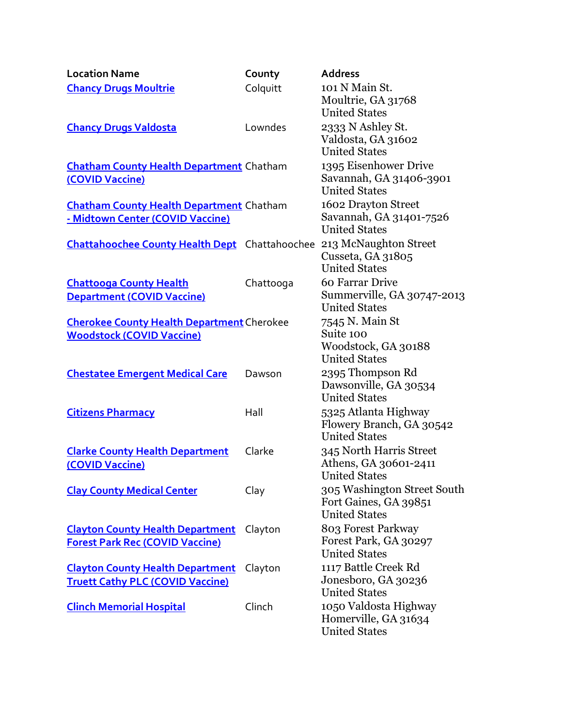| Location Name | County | Address |
| --- | --- | --- |
| Chancy Drugs Moultrie | Colquitt | 101 N Main St.<br>Moultrie, GA 31768<br>United States |
| Chancy Drugs Valdosta | Lowndes | 2333 N Ashley St.<br>Valdosta, GA 31602<br>United States |
| Chatham County Health Department (COVID Vaccine) | Chatham | 1395 Eisenhower Drive<br>Savannah, GA 31406-3901<br>United States |
| Chatham County Health Department - Midtown Center (COVID Vaccine) | Chatham | 1602 Drayton Street<br>Savannah, GA 31401-7526<br>United States |
| Chattahoochee County Health Dept | Chattahoochee | 213 McNaughton Street<br>Cusseta, GA 31805<br>United States |
| Chattooga County Health Department (COVID Vaccine) | Chattooga | 60 Farrar Drive<br>Summerville, GA 30747-2013<br>United States |
| Cherokee County Health Department Woodstock (COVID Vaccine) | Cherokee | 7545 N. Main St<br>Suite 100<br>Woodstock, GA 30188<br>United States |
| Chestatee Emergent Medical Care | Dawson | 2395 Thompson Rd<br>Dawsonville, GA 30534<br>United States |
| Citizens Pharmacy | Hall | 5325 Atlanta Highway<br>Flowery Branch, GA 30542<br>United States |
| Clarke County Health Department (COVID Vaccine) | Clarke | 345 North Harris Street<br>Athens, GA 30601-2411<br>United States |
| Clay County Medical Center | Clay | 305 Washington Street South<br>Fort Gaines, GA 39851<br>United States |
| Clayton County Health Department Forest Park Rec (COVID Vaccine) | Clayton | 803 Forest Parkway<br>Forest Park, GA 30297<br>United States |
| Clayton County Health Department Truett Cathy PLC (COVID Vaccine) | Clayton | 1117 Battle Creek Rd<br>Jonesboro, GA 30236<br>United States |
| Clinch Memorial Hospital | Clinch | 1050 Valdosta Highway<br>Homerville, GA 31634<br>United States |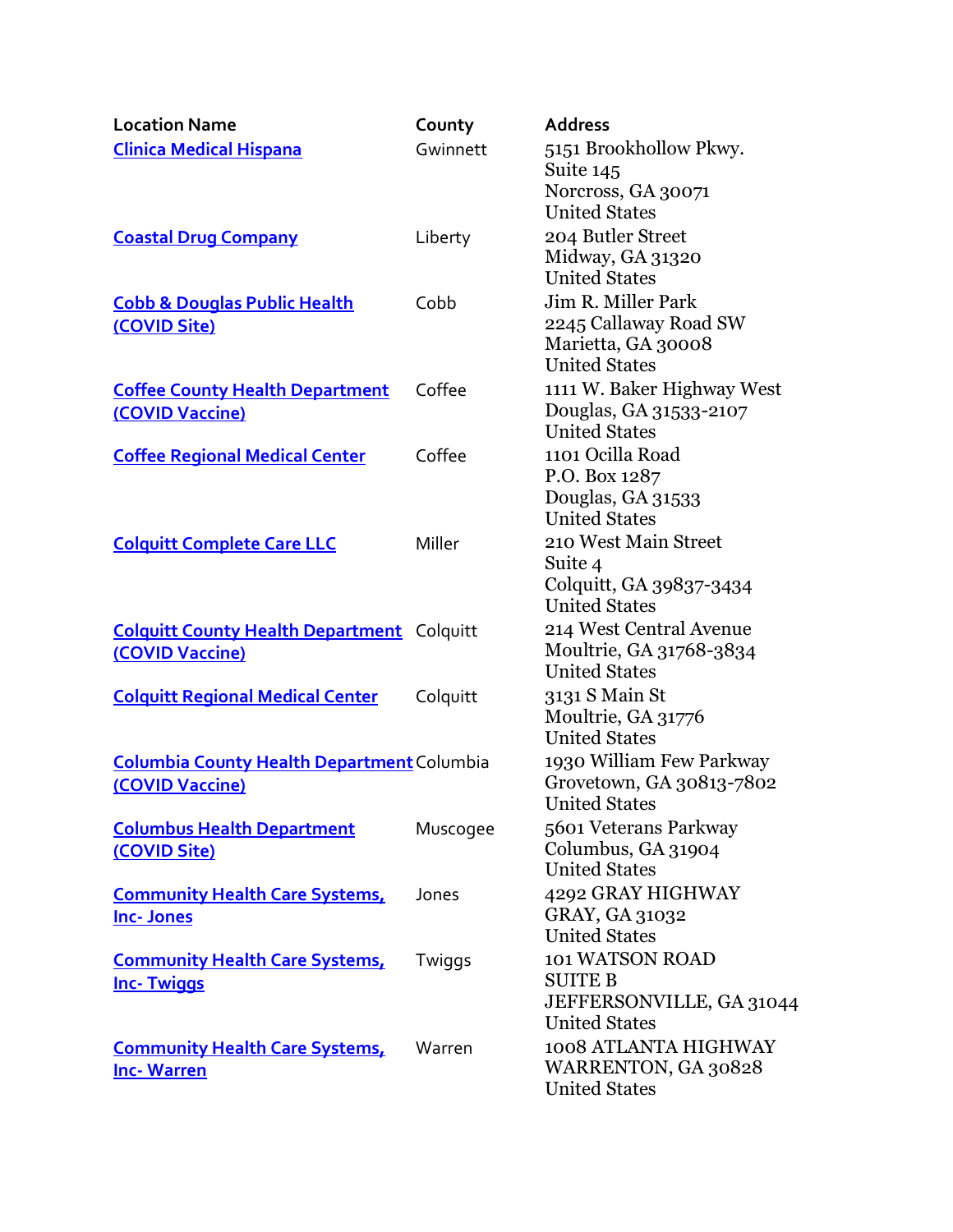| Location Name | County | Address |
|---|---|---|
| Clinica Medical Hispana | Gwinnett | 5151 Brookhollow Pkwy.<br>Suite 145<br>Norcross, GA 30071<br>United States |
| Coastal Drug Company | Liberty | 204 Butler Street<br>Midway, GA 31320<br>United States |
| Cobb & Douglas Public Health (COVID Site) | Cobb | Jim R. Miller Park<br>2245 Callaway Road SW<br>Marietta, GA 30008<br>United States |
| Coffee County Health Department (COVID Vaccine) | Coffee | 1111 W. Baker Highway West<br>Douglas, GA 31533-2107<br>United States |
| Coffee Regional Medical Center | Coffee | 1101 Ocilla Road<br>P.O. Box 1287<br>Douglas, GA 31533<br>United States |
| Colquitt Complete Care LLC | Miller | 210 West Main Street<br>Suite 4<br>Colquitt, GA 39837-3434<br>United States |
| Colquitt County Health Department (COVID Vaccine) | Colquitt | 214 West Central Avenue<br>Moultrie, GA 31768-3834<br>United States |
| Colquitt Regional Medical Center | Colquitt | 3131 S Main St<br>Moultrie, GA 31776<br>United States |
| Columbia County Health Department (COVID Vaccine) | Columbia | 1930 William Few Parkway<br>Grovetown, GA 30813-7802<br>United States |
| Columbus Health Department (COVID Site) | Muscogee | 5601 Veterans Parkway<br>Columbus, GA 31904<br>United States |
| Community Health Care Systems, Inc- Jones | Jones | 4292 GRAY HIGHWAY<br>GRAY, GA 31032<br>United States |
| Community Health Care Systems, Inc- Twiggs | Twiggs | 101 WATSON ROAD<br>SUITE B<br>JEFFERSONVILLE, GA 31044<br>United States |
| Community Health Care Systems, Inc- Warren | Warren | 1008 ATLANTA HIGHWAY<br>WARRENTON, GA 30828<br>United States |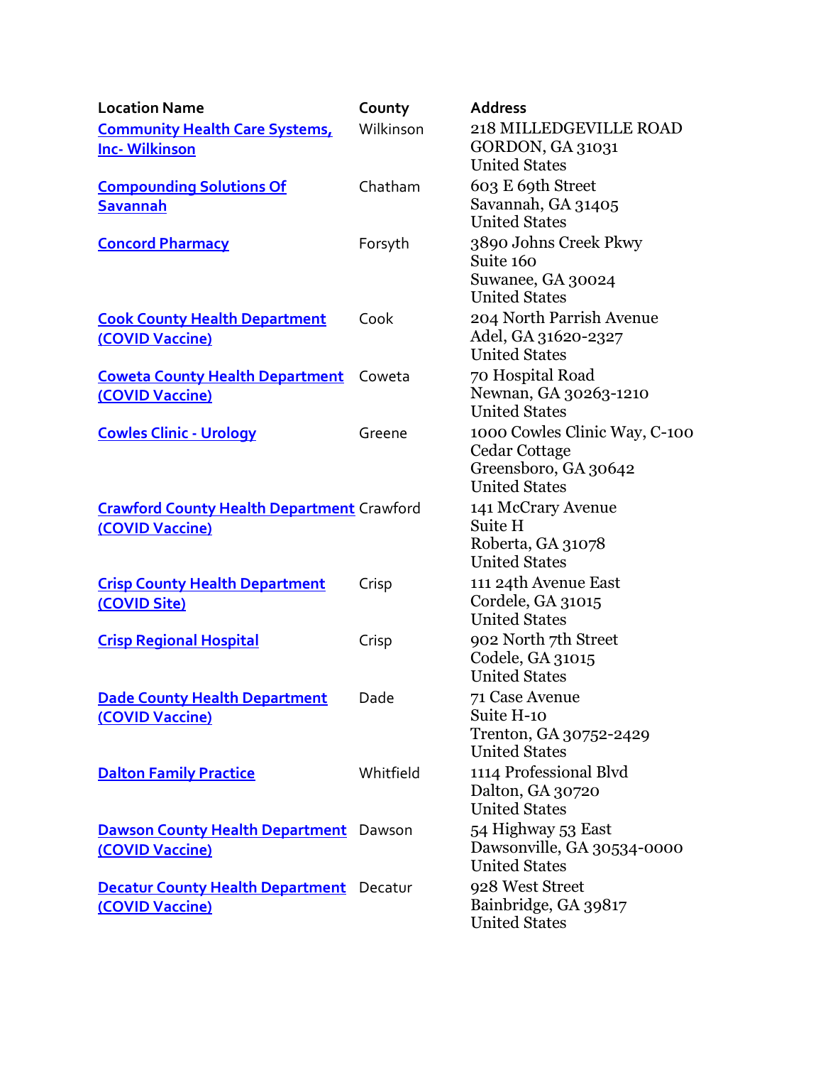| Location Name | County | Address |
|---|---|---|
| Community Health Care Systems, Inc- Wilkinson | Wilkinson | 218 MILLEDGEVILLE ROAD<br>GORDON, GA 31031<br>United States |
| Compounding Solutions Of Savannah | Chatham | 603 E 69th Street<br>Savannah, GA 31405<br>United States |
| Concord Pharmacy | Forsyth | 3890 Johns Creek Pkwy<br>Suite 160<br>Suwanee, GA 30024<br>United States |
| Cook County Health Department (COVID Vaccine) | Cook | 204 North Parrish Avenue<br>Adel, GA 31620-2327<br>United States |
| Coweta County Health Department (COVID Vaccine) | Coweta | 70 Hospital Road<br>Newnan, GA 30263-1210<br>United States |
| Cowles Clinic - Urology | Greene | 1000 Cowles Clinic Way, C-100<br>Cedar Cottage<br>Greensboro, GA 30642<br>United States |
| Crawford County Health Department (COVID Vaccine) | Crawford | 141 McCrary Avenue<br>Suite H<br>Roberta, GA 31078<br>United States |
| Crisp County Health Department (COVID Site) | Crisp | 111 24th Avenue East<br>Cordele, GA 31015<br>United States |
| Crisp Regional Hospital | Crisp | 902 North 7th Street<br>Codele, GA 31015<br>United States |
| Dade County Health Department (COVID Vaccine) | Dade | 71 Case Avenue<br>Suite H-10<br>Trenton, GA 30752-2429<br>United States |
| Dalton Family Practice | Whitfield | 1114 Professional Blvd<br>Dalton, GA 30720<br>United States |
| Dawson County Health Department (COVID Vaccine) | Dawson | 54 Highway 53 East<br>Dawsonville, GA 30534-0000<br>United States |
| Decatur County Health Department (COVID Vaccine) | Decatur | 928 West Street<br>Bainbridge, GA 39817<br>United States |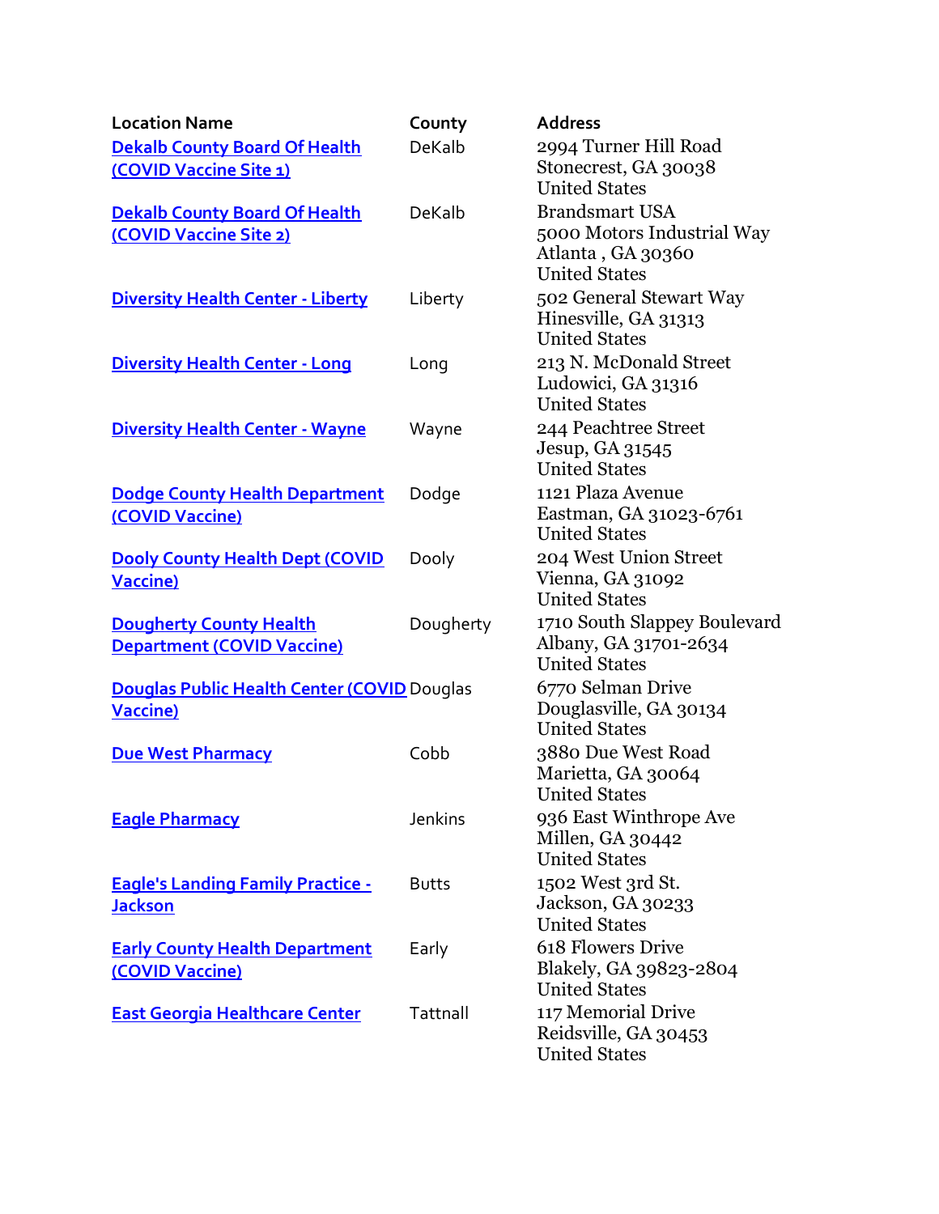| Location Name | County | Address |
|---|---|---|
| Dekalb County Board Of Health (COVID Vaccine Site 1) | DeKalb | 2994 Turner Hill Road<br>Stonecrest, GA 30038<br>United States |
| Dekalb County Board Of Health (COVID Vaccine Site 2) | DeKalb | Brandsmart USA<br>5000 Motors Industrial Way<br>Atlanta , GA 30360<br>United States |
| Diversity Health Center - Liberty | Liberty | 502 General Stewart Way<br>Hinesville, GA 31313<br>United States |
| Diversity Health Center - Long | Long | 213 N. McDonald Street<br>Ludowici, GA 31316<br>United States |
| Diversity Health Center - Wayne | Wayne | 244 Peachtree Street<br>Jesup, GA 31545<br>United States |
| Dodge County Health Department (COVID Vaccine) | Dodge | 1121 Plaza Avenue<br>Eastman, GA 31023-6761<br>United States |
| Dooly County Health Dept (COVID Vaccine) | Dooly | 204 West Union Street<br>Vienna, GA 31092<br>United States |
| Dougherty County Health Department (COVID Vaccine) | Dougherty | 1710 South Slappey Boulevard<br>Albany, GA 31701-2634<br>United States |
| Douglas Public Health Center (COVID Vaccine) | Douglas | 6770 Selman Drive<br>Douglasville, GA 30134<br>United States |
| Due West Pharmacy | Cobb | 3880 Due West Road<br>Marietta, GA 30064<br>United States |
| Eagle Pharmacy | Jenkins | 936 East Winthrope Ave<br>Millen, GA 30442<br>United States |
| Eagle's Landing Family Practice - Jackson | Butts | 1502 West 3rd St.<br>Jackson, GA 30233<br>United States |
| Early County Health Department (COVID Vaccine) | Early | 618 Flowers Drive<br>Blakely, GA 39823-2804<br>United States |
| East Georgia Healthcare Center | Tattnall | 117 Memorial Drive<br>Reidsville, GA 30453<br>United States |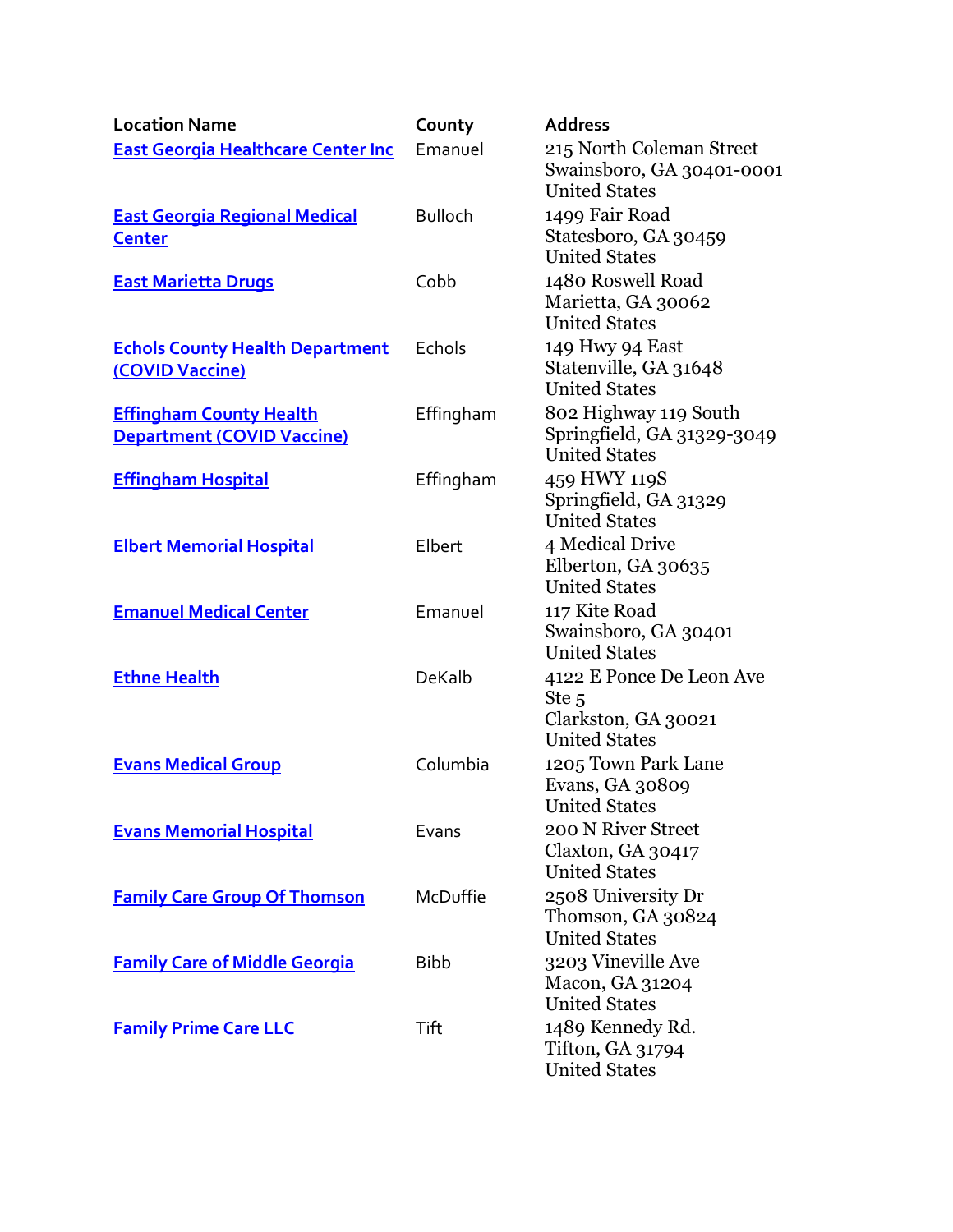| Location Name | County | Address |
| --- | --- | --- |
| East Georgia Healthcare Center Inc | Emanuel | 215 North Coleman Street<br>Swainsboro, GA 30401-0001<br>United States |
| East Georgia Regional Medical Center | Bulloch | 1499 Fair Road<br>Statesboro, GA 30459<br>United States |
| East Marietta Drugs | Cobb | 1480 Roswell Road<br>Marietta, GA 30062<br>United States |
| Echols County Health Department (COVID Vaccine) | Echols | 149 Hwy 94 East<br>Statenville, GA 31648<br>United States |
| Effingham County Health Department (COVID Vaccine) | Effingham | 802 Highway 119 South<br>Springfield, GA 31329-3049<br>United States |
| Effingham Hospital | Effingham | 459 HWY 119S<br>Springfield, GA 31329<br>United States |
| Elbert Memorial Hospital | Elbert | 4 Medical Drive<br>Elberton, GA 30635<br>United States |
| Emanuel Medical Center | Emanuel | 117 Kite Road<br>Swainsboro, GA 30401<br>United States |
| Ethne Health | DeKalb | 4122 E Ponce De Leon Ave<br>Ste 5<br>Clarkston, GA 30021<br>United States |
| Evans Medical Group | Columbia | 1205 Town Park Lane<br>Evans, GA 30809<br>United States |
| Evans Memorial Hospital | Evans | 200 N River Street<br>Claxton, GA 30417<br>United States |
| Family Care Group Of Thomson | McDuffie | 2508 University Dr<br>Thomson, GA 30824<br>United States |
| Family Care of Middle Georgia | Bibb | 3203 Vineville Ave<br>Macon, GA 31204<br>United States |
| Family Prime Care LLC | Tift | 1489 Kennedy Rd.<br>Tifton, GA 31794<br>United States |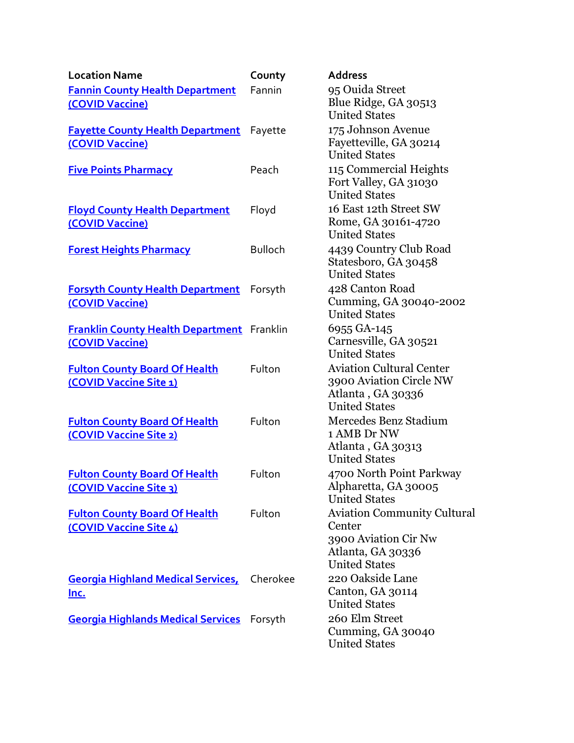| Location Name | County | Address |
| --- | --- | --- |
| Fannin County Health Department (COVID Vaccine) | Fannin | 95 Ouida Street<br>Blue Ridge, GA 30513<br>United States |
| Fayette County Health Department (COVID Vaccine) | Fayette | 175 Johnson Avenue<br>Fayetteville, GA 30214<br>United States |
| Five Points Pharmacy | Peach | 115 Commercial Heights<br>Fort Valley, GA 31030<br>United States |
| Floyd County Health Department (COVID Vaccine) | Floyd | 16 East 12th Street SW<br>Rome, GA 30161-4720<br>United States |
| Forest Heights Pharmacy | Bulloch | 4439 Country Club Road<br>Statesboro, GA 30458<br>United States |
| Forsyth County Health Department (COVID Vaccine) | Forsyth | 428 Canton Road<br>Cumming, GA 30040-2002<br>United States |
| Franklin County Health Department (COVID Vaccine) | Franklin | 6955 GA-145<br>Carnesville, GA 30521<br>United States |
| Fulton County Board Of Health (COVID Vaccine Site 1) | Fulton | Aviation Cultural Center<br>3900 Aviation Circle NW<br>Atlanta , GA 30336<br>United States |
| Fulton County Board Of Health (COVID Vaccine Site 2) | Fulton | Mercedes Benz Stadium<br>1 AMB Dr NW<br>Atlanta , GA 30313<br>United States |
| Fulton County Board Of Health (COVID Vaccine Site 3) | Fulton | 4700 North Point Parkway<br>Alpharetta, GA 30005<br>United States |
| Fulton County Board Of Health (COVID Vaccine Site 4) | Fulton | Aviation Community Cultural Center<br>3900 Aviation Cir Nw<br>Atlanta, GA 30336<br>United States |
| Georgia Highland Medical Services, Inc. | Cherokee | 220 Oakside Lane<br>Canton, GA 30114<br>United States |
| Georgia Highlands Medical Services | Forsyth | 260 Elm Street<br>Cumming, GA 30040<br>United States |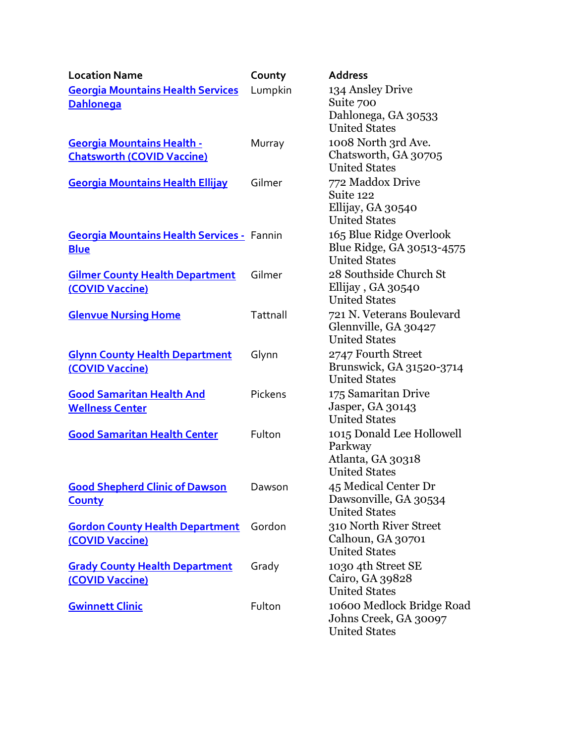| Location Name | County | Address |
| --- | --- | --- |
| Georgia Mountains Health Services Dahlonega | Lumpkin | 134 Ansley Drive<br>Suite 700<br>Dahlonega, GA 30533<br>United States |
| Georgia Mountains Health - Chatsworth (COVID Vaccine) | Murray | 1008 North 3rd Ave.<br>Chatsworth, GA 30705<br>United States |
| Georgia Mountains Health Ellijay | Gilmer | 772 Maddox Drive<br>Suite 122<br>Ellijay, GA 30540<br>United States |
| Georgia Mountains Health Services - Blue | Fannin | 165 Blue Ridge Overlook<br>Blue Ridge, GA 30513-4575<br>United States |
| Gilmer County Health Department (COVID Vaccine) | Gilmer | 28 Southside Church St<br>Ellijay , GA 30540<br>United States |
| Glenvue Nursing Home | Tattnall | 721 N. Veterans Boulevard<br>Glennville, GA 30427<br>United States |
| Glynn County Health Department (COVID Vaccine) | Glynn | 2747 Fourth Street<br>Brunswick, GA 31520-3714<br>United States |
| Good Samaritan Health And Wellness Center | Pickens | 175 Samaritan Drive<br>Jasper, GA 30143<br>United States |
| Good Samaritan Health Center | Fulton | 1015 Donald Lee Hollowell Parkway<br>Atlanta, GA 30318<br>United States |
| Good Shepherd Clinic of Dawson County | Dawson | 45 Medical Center Dr<br>Dawsonville, GA 30534<br>United States |
| Gordon County Health Department (COVID Vaccine) | Gordon | 310 North River Street<br>Calhoun, GA 30701<br>United States |
| Grady County Health Department (COVID Vaccine) | Grady | 1030 4th Street SE<br>Cairo, GA 39828<br>United States |
| Gwinnett Clinic | Fulton | 10600 Medlock Bridge Road<br>Johns Creek, GA 30097<br>United States |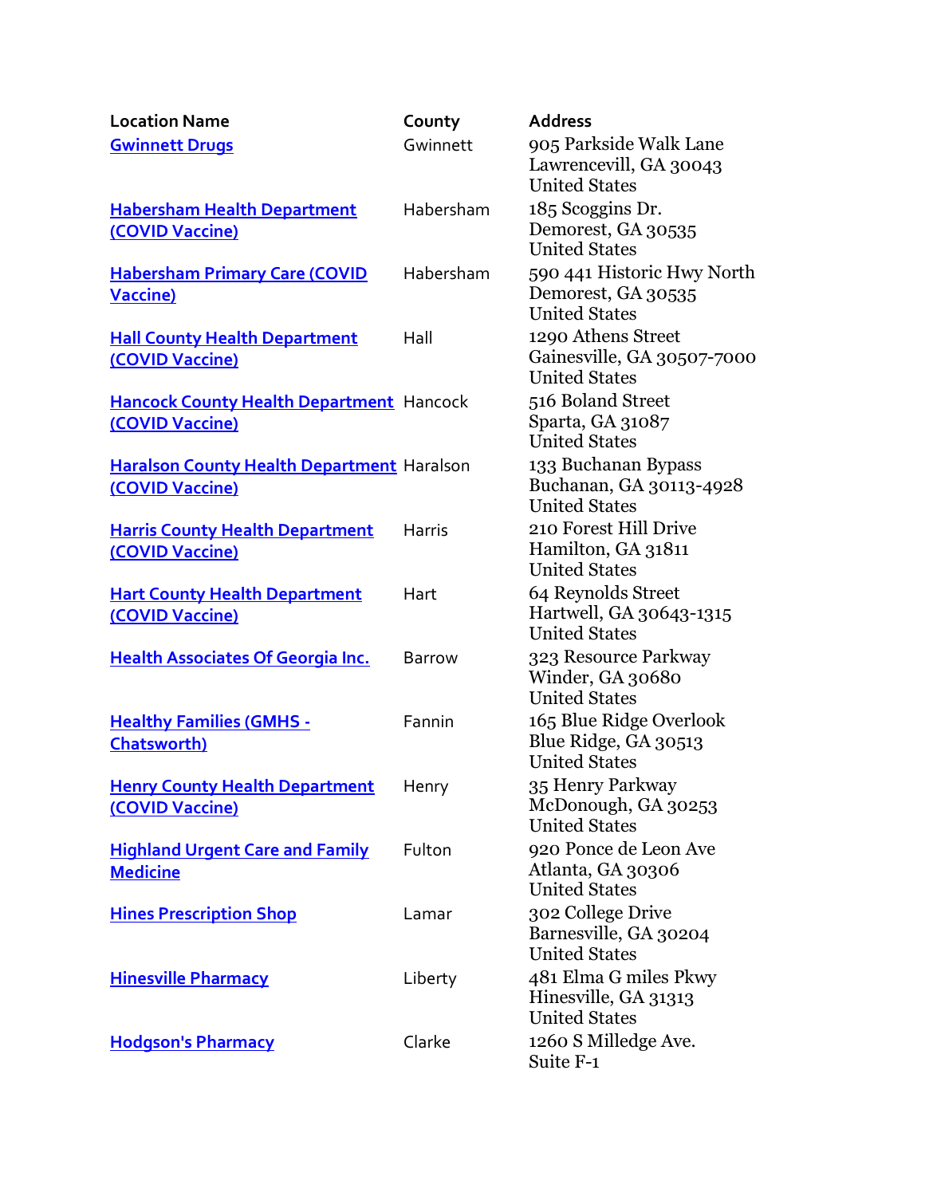| Location Name | County | Address |
|---|---|---|
| Gwinnett Drugs | Gwinnett | 905 Parkside Walk Lane<br>Lawrencevill, GA 30043<br>United States |
| Habersham Health Department (COVID Vaccine) | Habersham | 185 Scoggins Dr.<br>Demorest, GA 30535<br>United States |
| Habersham Primary Care (COVID Vaccine) | Habersham | 590 441 Historic Hwy North<br>Demorest, GA 30535<br>United States |
| Hall County Health Department (COVID Vaccine) | Hall | 1290 Athens Street<br>Gainesville, GA 30507-7000<br>United States |
| Hancock County Health Department (COVID Vaccine) | Hancock | 516 Boland Street<br>Sparta, GA 31087<br>United States |
| Haralson County Health Department (COVID Vaccine) | Haralson | 133 Buchanan Bypass<br>Buchanan, GA 30113-4928<br>United States |
| Harris County Health Department (COVID Vaccine) | Harris | 210 Forest Hill Drive<br>Hamilton, GA 31811<br>United States |
| Hart County Health Department (COVID Vaccine) | Hart | 64 Reynolds Street<br>Hartwell, GA 30643-1315<br>United States |
| Health Associates Of Georgia Inc. | Barrow | 323 Resource Parkway<br>Winder, GA 30680<br>United States |
| Healthy Families (GMHS - Chatsworth) | Fannin | 165 Blue Ridge Overlook<br>Blue Ridge, GA 30513<br>United States |
| Henry County Health Department (COVID Vaccine) | Henry | 35 Henry Parkway<br>McDonough, GA 30253<br>United States |
| Highland Urgent Care and Family Medicine | Fulton | 920 Ponce de Leon Ave<br>Atlanta, GA 30306<br>United States |
| Hines Prescription Shop | Lamar | 302 College Drive<br>Barnesville, GA 30204<br>United States |
| Hinesville Pharmacy | Liberty | 481 Elma G miles Pkwy<br>Hinesville, GA 31313<br>United States |
| Hodgson's Pharmacy | Clarke | 1260 S Milledge Ave.<br>Suite F-1 |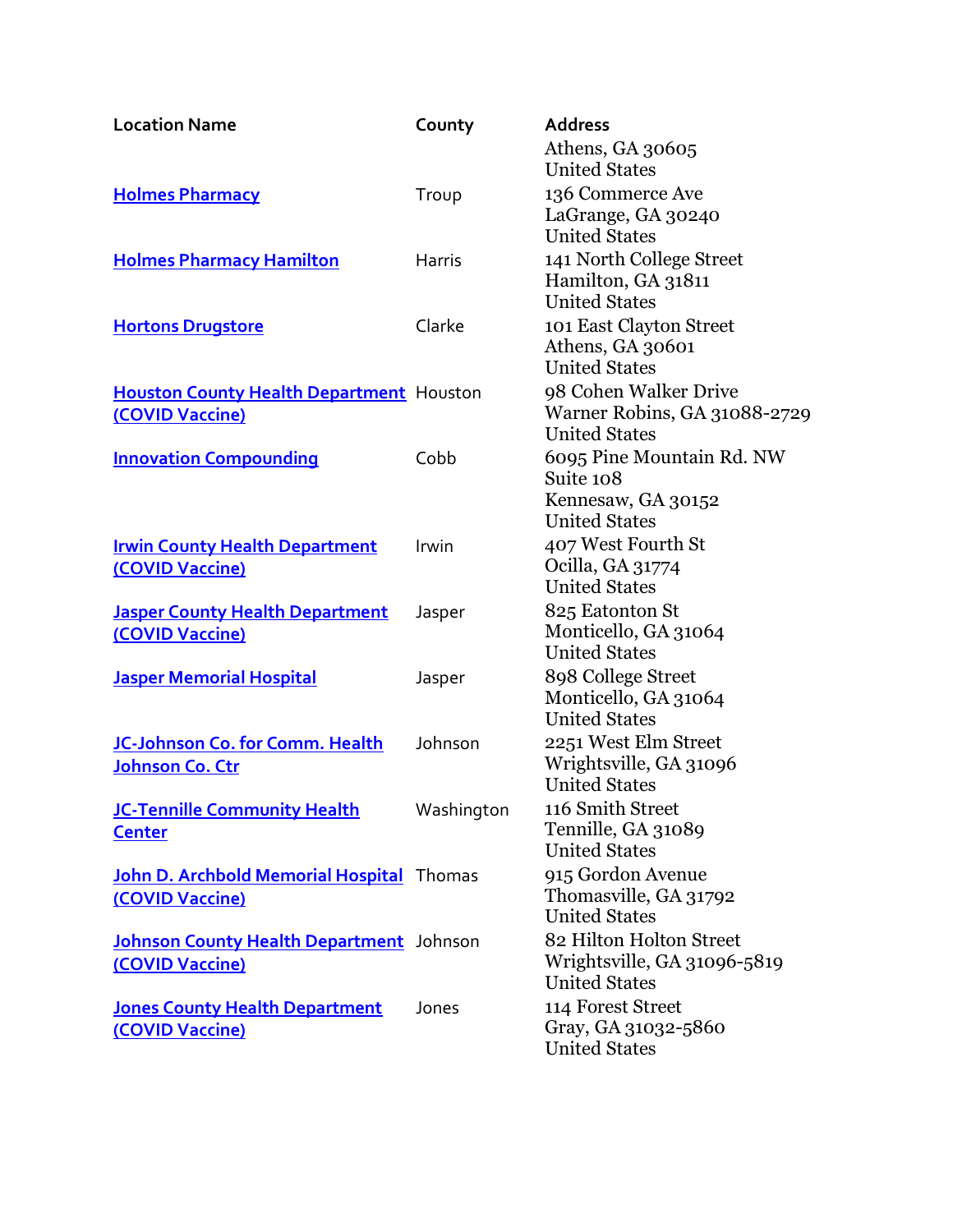| Location Name | County | Address |
| --- | --- | --- |
| | | Athens, GA 30605<br>United States |
| Holmes Pharmacy | Troup | 136 Commerce Ave<br>LaGrange, GA 30240<br>United States |
| Holmes Pharmacy Hamilton | Harris | 141 North College Street<br>Hamilton, GA 31811<br>United States |
| Hortons Drugstore | Clarke | 101 East Clayton Street<br>Athens, GA 30601<br>United States |
| Houston County Health Department (COVID Vaccine) | Houston | 98 Cohen Walker Drive<br>Warner Robins, GA 31088-2729<br>United States |
| Innovation Compounding | Cobb | 6095 Pine Mountain Rd. NW<br>Suite 108<br>Kennesaw, GA 30152<br>United States |
| Irwin County Health Department (COVID Vaccine) | Irwin | 407 West Fourth St<br>Ocilla, GA 31774<br>United States |
| Jasper County Health Department (COVID Vaccine) | Jasper | 825 Eatonton St<br>Monticello, GA 31064<br>United States |
| Jasper Memorial Hospital | Jasper | 898 College Street<br>Monticello, GA 31064<br>United States |
| JC-Johnson Co. for Comm. Health Johnson Co. Ctr | Johnson | 2251 West Elm Street<br>Wrightsville, GA 31096<br>United States |
| JC-Tennille Community Health Center | Washington | 116 Smith Street<br>Tennille, GA 31089<br>United States |
| John D. Archbold Memorial Hospital (COVID Vaccine) | Thomas | 915 Gordon Avenue<br>Thomasville, GA 31792<br>United States |
| Johnson County Health Department (COVID Vaccine) | Johnson | 82 Hilton Holton Street<br>Wrightsville, GA 31096-5819<br>United States |
| Jones County Health Department (COVID Vaccine) | Jones | 114 Forest Street<br>Gray, GA 31032-5860<br>United States |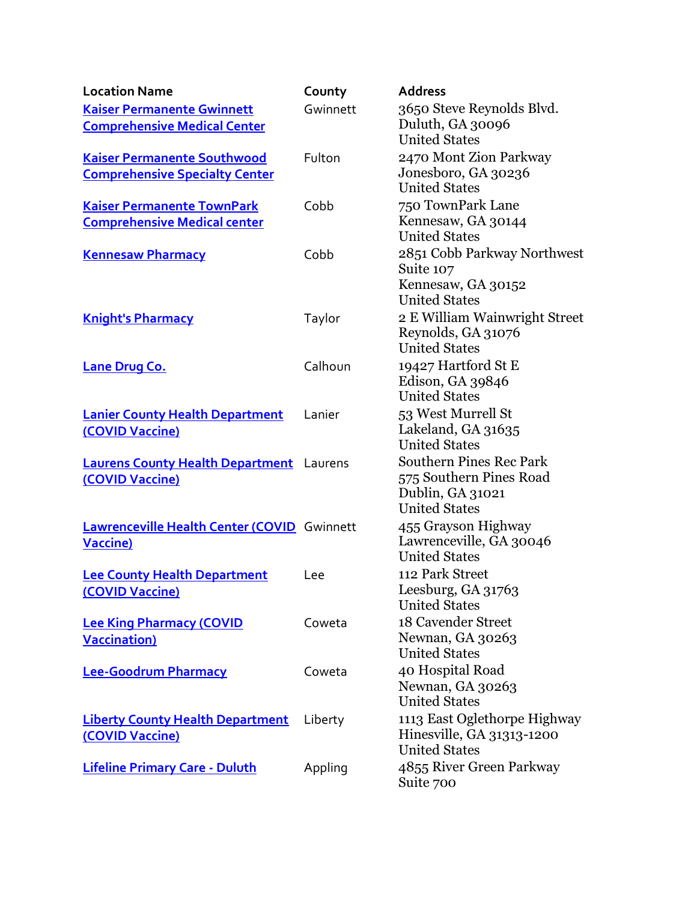| Location Name | County | Address |
| --- | --- | --- |
| Kaiser Permanente Gwinnett Comprehensive Medical Center | Gwinnett | 3650 Steve Reynolds Blvd.<br>Duluth, GA 30096<br>United States |
| Kaiser Permanente Southwood Comprehensive Specialty Center | Fulton | 2470 Mont Zion Parkway<br>Jonesboro, GA 30236<br>United States |
| Kaiser Permanente TownPark Comprehensive Medical center | Cobb | 750 TownPark Lane<br>Kennesaw, GA 30144<br>United States |
| Kennesaw Pharmacy | Cobb | 2851 Cobb Parkway Northwest<br>Suite 107<br>Kennesaw, GA 30152<br>United States |
| Knight's Pharmacy | Taylor | 2 E William Wainwright Street<br>Reynolds, GA 31076<br>United States |
| Lane Drug Co. | Calhoun | 19427 Hartford St E<br>Edison, GA 39846<br>United States |
| Lanier County Health Department (COVID Vaccine) | Lanier | 53 West Murrell St<br>Lakeland, GA 31635<br>United States |
| Laurens County Health Department (COVID Vaccine) | Laurens | Southern Pines Rec Park<br>575 Southern Pines Road<br>Dublin, GA 31021<br>United States |
| Lawrenceville Health Center (COVID Vaccine) | Gwinnett | 455 Grayson Highway<br>Lawrenceville, GA 30046<br>United States |
| Lee County Health Department (COVID Vaccine) | Lee | 112 Park Street<br>Leesburg, GA 31763<br>United States |
| Lee King Pharmacy (COVID Vaccination) | Coweta | 18 Cavender Street<br>Newnan, GA 30263<br>United States |
| Lee-Goodrum Pharmacy | Coweta | 40 Hospital Road<br>Newnan, GA 30263<br>United States |
| Liberty County Health Department (COVID Vaccine) | Liberty | 1113 East Oglethorpe Highway<br>Hinesville, GA 31313-1200<br>United States |
| Lifeline Primary Care - Duluth | Appling | 4855 River Green Parkway<br>Suite 700 |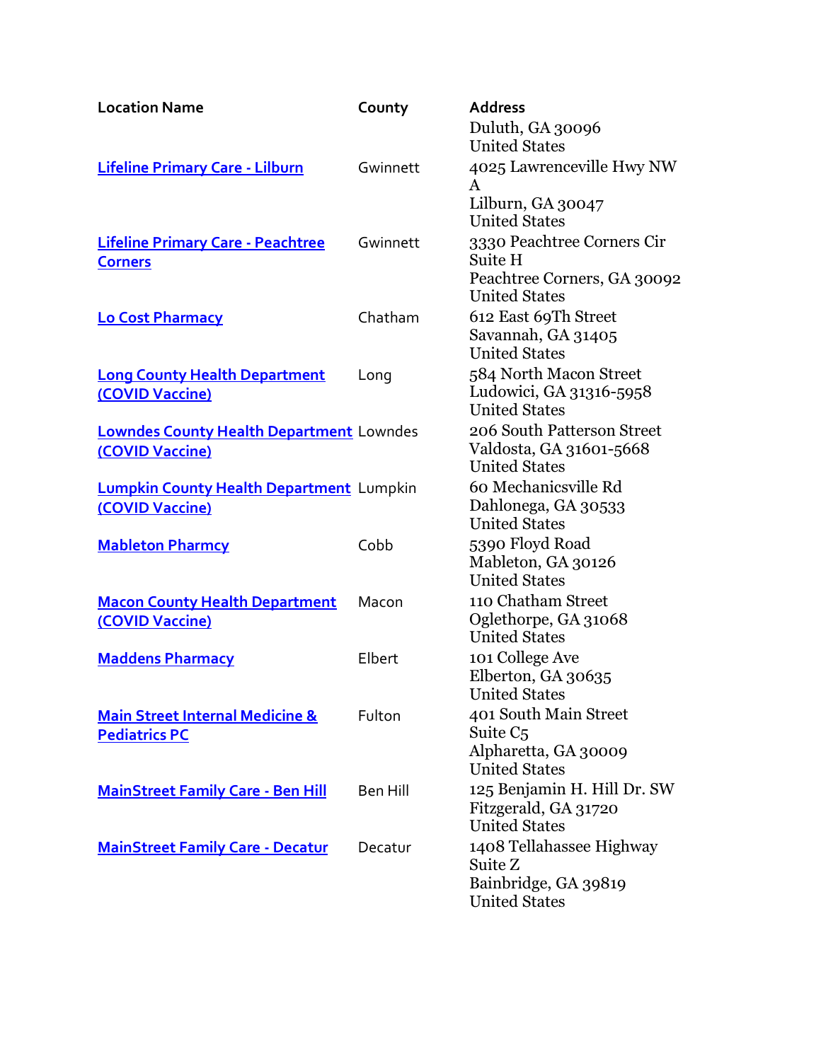| Location Name | County | Address |
|---|---|---|
| | | Duluth, GA 30096<br>United States |
| Lifeline Primary Care - Lilburn | Gwinnett | 4025 Lawrenceville Hwy NW<br>A<br>Lilburn, GA 30047<br>United States |
| Lifeline Primary Care - Peachtree Corners | Gwinnett | 3330 Peachtree Corners Cir<br>Suite H<br>Peachtree Corners, GA 30092<br>United States |
| Lo Cost Pharmacy | Chatham | 612 East 69Th Street<br>Savannah, GA 31405<br>United States |
| Long County Health Department (COVID Vaccine) | Long | 584 North Macon Street<br>Ludowici, GA 31316-5958<br>United States |
| Lowndes County Health Department (COVID Vaccine) | Lowndes | 206 South Patterson Street<br>Valdosta, GA 31601-5668<br>United States |
| Lumpkin County Health Department (COVID Vaccine) | Lumpkin | 60 Mechanicsville Rd<br>Dahlonega, GA 30533<br>United States |
| Mableton Pharmcy | Cobb | 5390 Floyd Road<br>Mableton, GA 30126<br>United States |
| Macon County Health Department (COVID Vaccine) | Macon | 110 Chatham Street<br>Oglethorpe, GA 31068<br>United States |
| Maddens Pharmacy | Elbert | 101 College Ave<br>Elberton, GA 30635<br>United States |
| Main Street Internal Medicine & Pediatrics PC | Fulton | 401 South Main Street<br>Suite C5<br>Alpharetta, GA 30009<br>United States |
| MainStreet Family Care - Ben Hill | Ben Hill | 125 Benjamin H. Hill Dr. SW<br>Fitzgerald, GA 31720<br>United States |
| MainStreet Family Care - Decatur | Decatur | 1408 Tellahassee Highway<br>Suite Z<br>Bainbridge, GA 39819<br>United States |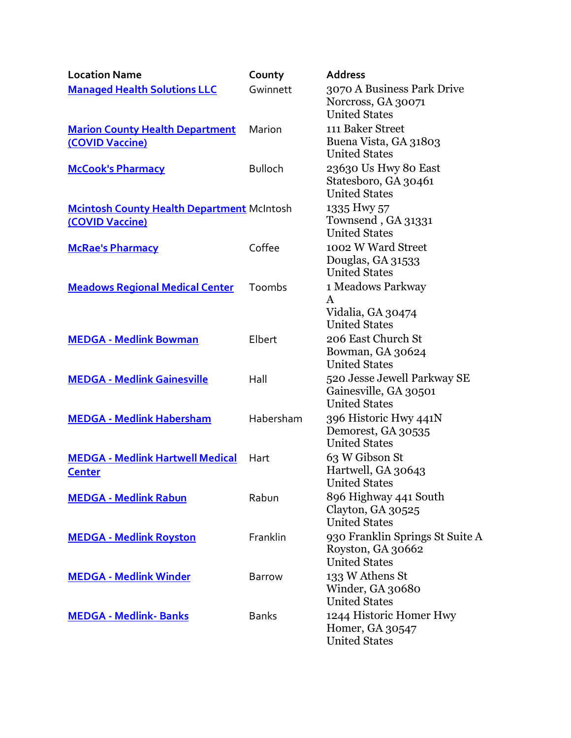| Location Name | County | Address |
| --- | --- | --- |
| Managed Health Solutions LLC | Gwinnett | 3070 A Business Park Drive<br>Norcross, GA 30071<br>United States |
| Marion County Health Department (COVID Vaccine) | Marion | 111 Baker Street<br>Buena Vista, GA 31803<br>United States |
| McCook's Pharmacy | Bulloch | 23630 Us Hwy 80 East<br>Statesboro, GA 30461<br>United States |
| Mcintosh County Health Department (COVID Vaccine) | McIntosh | 1335 Hwy 57<br>Townsend , GA 31331<br>United States |
| McRae's Pharmacy | Coffee | 1002 W Ward Street<br>Douglas, GA 31533<br>United States |
| Meadows Regional Medical Center | Toombs | 1 Meadows Parkway<br>A<br>Vidalia, GA 30474<br>United States |
| MEDGA - Medlink Bowman | Elbert | 206 East Church St<br>Bowman, GA 30624<br>United States |
| MEDGA - Medlink Gainesville | Hall | 520 Jesse Jewell Parkway SE<br>Gainesville, GA 30501<br>United States |
| MEDGA - Medlink Habersham | Habersham | 396 Historic Hwy 441N<br>Demorest, GA 30535<br>United States |
| MEDGA - Medlink Hartwell Medical Center | Hart | 63 W Gibson St<br>Hartwell, GA 30643<br>United States |
| MEDGA - Medlink Rabun | Rabun | 896 Highway 441 South<br>Clayton, GA 30525<br>United States |
| MEDGA - Medlink Royston | Franklin | 930 Franklin Springs St Suite A<br>Royston, GA 30662<br>United States |
| MEDGA - Medlink Winder | Barrow | 133 W Athens St<br>Winder, GA 30680<br>United States |
| MEDGA - Medlink- Banks | Banks | 1244 Historic Homer Hwy<br>Homer, GA 30547<br>United States |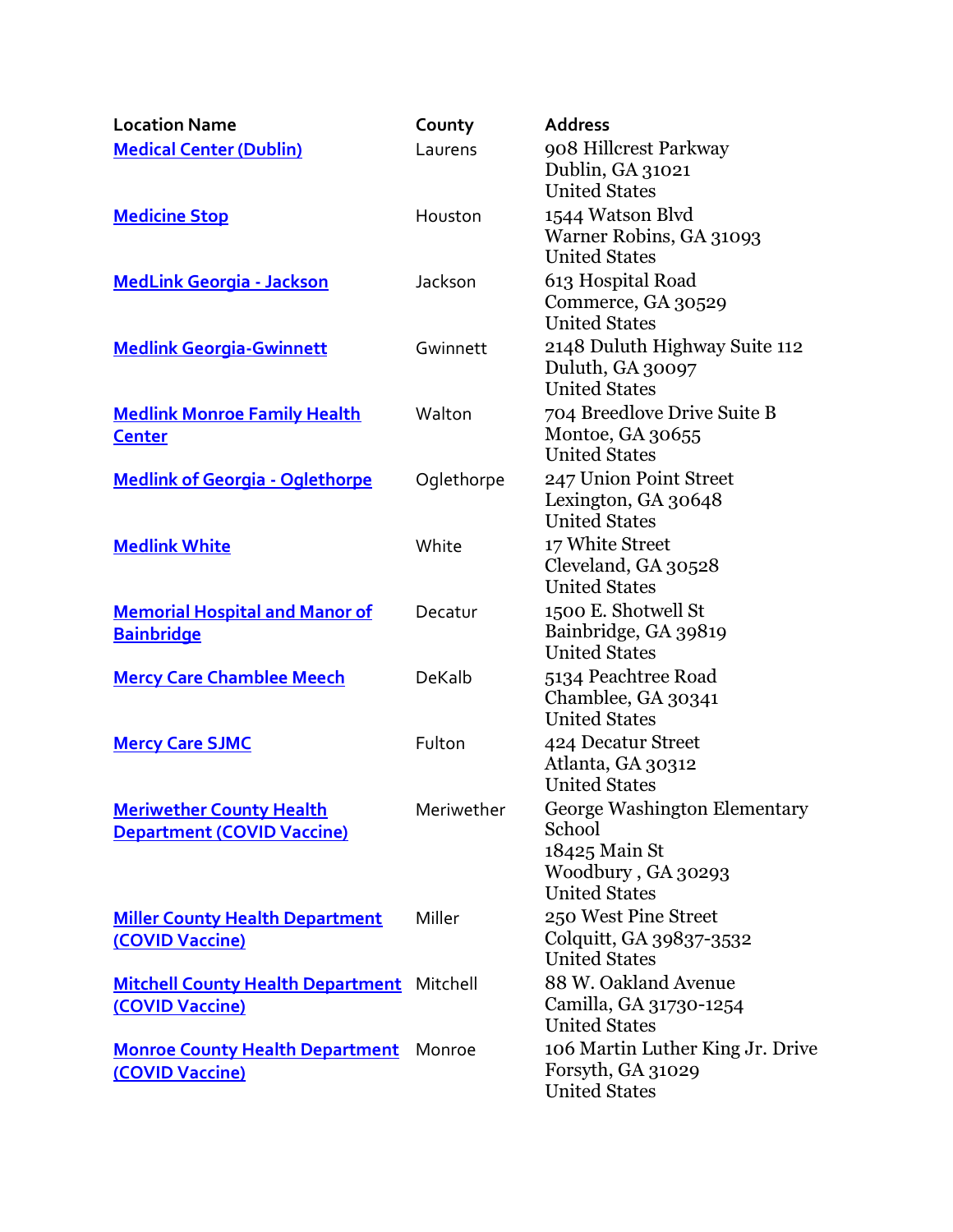| Location Name | County | Address |
|---|---|---|
| Medical Center (Dublin) | Laurens | 908 Hillcrest Parkway<br>Dublin, GA 31021<br>United States |
| Medicine Stop | Houston | 1544 Watson Blvd<br>Warner Robins, GA 31093<br>United States |
| MedLink Georgia - Jackson | Jackson | 613 Hospital Road<br>Commerce, GA 30529<br>United States |
| Medlink Georgia-Gwinnett | Gwinnett | 2148 Duluth Highway Suite 112<br>Duluth, GA 30097<br>United States |
| Medlink Monroe Family Health Center | Walton | 704 Breedlove Drive Suite B<br>Montoe, GA 30655<br>United States |
| Medlink of Georgia - Oglethorpe | Oglethorpe | 247 Union Point Street<br>Lexington, GA 30648<br>United States |
| Medlink White | White | 17 White Street<br>Cleveland, GA 30528<br>United States |
| Memorial Hospital and Manor of Bainbridge | Decatur | 1500 E. Shotwell St<br>Bainbridge, GA 39819<br>United States |
| Mercy Care Chamblee Meech | DeKalb | 5134 Peachtree Road<br>Chamblee, GA 30341<br>United States |
| Mercy Care SJMC | Fulton | 424 Decatur Street<br>Atlanta, GA 30312<br>United States |
| Meriwether County Health Department (COVID Vaccine) | Meriwether | George Washington Elementary School<br>18425 Main St<br>Woodbury , GA 30293<br>United States |
| Miller County Health Department (COVID Vaccine) | Miller | 250 West Pine Street<br>Colquitt, GA 39837-3532<br>United States |
| Mitchell County Health Department (COVID Vaccine) | Mitchell | 88 W. Oakland Avenue<br>Camilla, GA 31730-1254<br>United States |
| Monroe County Health Department (COVID Vaccine) | Monroe | 106 Martin Luther King Jr. Drive<br>Forsyth, GA 31029<br>United States |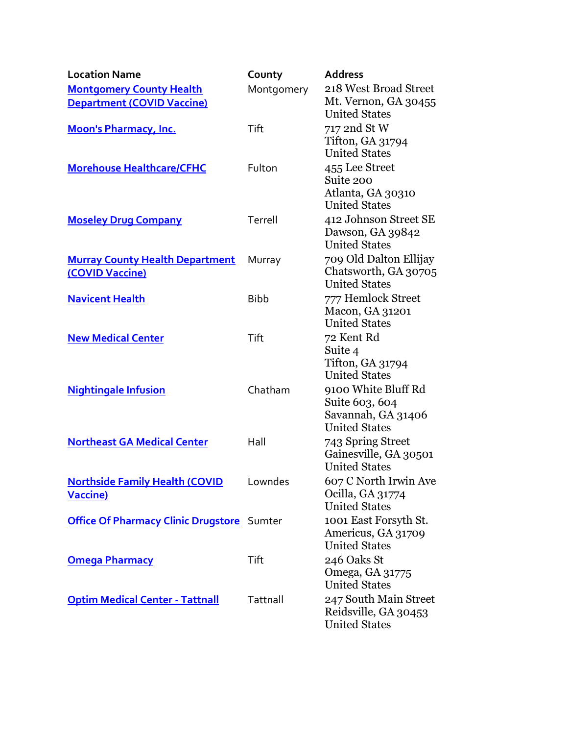| Location Name | County | Address |
| --- | --- | --- |
| Montgomery County Health Department (COVID Vaccine) | Montgomery | 218 West Broad Street<br>Mt. Vernon, GA 30455<br>United States |
| Moon's Pharmacy, Inc. | Tift | 717 2nd St W<br>Tifton, GA 31794<br>United States |
| Morehouse Healthcare/CFHC | Fulton | 455 Lee Street<br>Suite 200<br>Atlanta, GA 30310<br>United States |
| Moseley Drug Company | Terrell | 412 Johnson Street SE<br>Dawson, GA 39842<br>United States |
| Murray County Health Department (COVID Vaccine) | Murray | 709 Old Dalton Ellijay<br>Chatsworth, GA 30705<br>United States |
| Navicent Health | Bibb | 777 Hemlock Street<br>Macon, GA 31201<br>United States |
| New Medical Center | Tift | 72 Kent Rd<br>Suite 4<br>Tifton, GA 31794<br>United States |
| Nightingale Infusion | Chatham | 9100 White Bluff Rd<br>Suite 603, 604<br>Savannah, GA 31406<br>United States |
| Northeast GA Medical Center | Hall | 743 Spring Street<br>Gainesville, GA 30501<br>United States |
| Northside Family Health (COVID Vaccine) | Lowndes | 607 C North Irwin Ave<br>Ocilla, GA 31774<br>United States |
| Office Of Pharmacy Clinic Drugstore | Sumter | 1001 East Forsyth St.<br>Americus, GA 31709<br>United States |
| Omega Pharmacy | Tift | 246 Oaks St<br>Omega, GA 31775<br>United States |
| Optim Medical Center - Tattnall | Tattnall | 247 South Main Street<br>Reidsville, GA 30453<br>United States |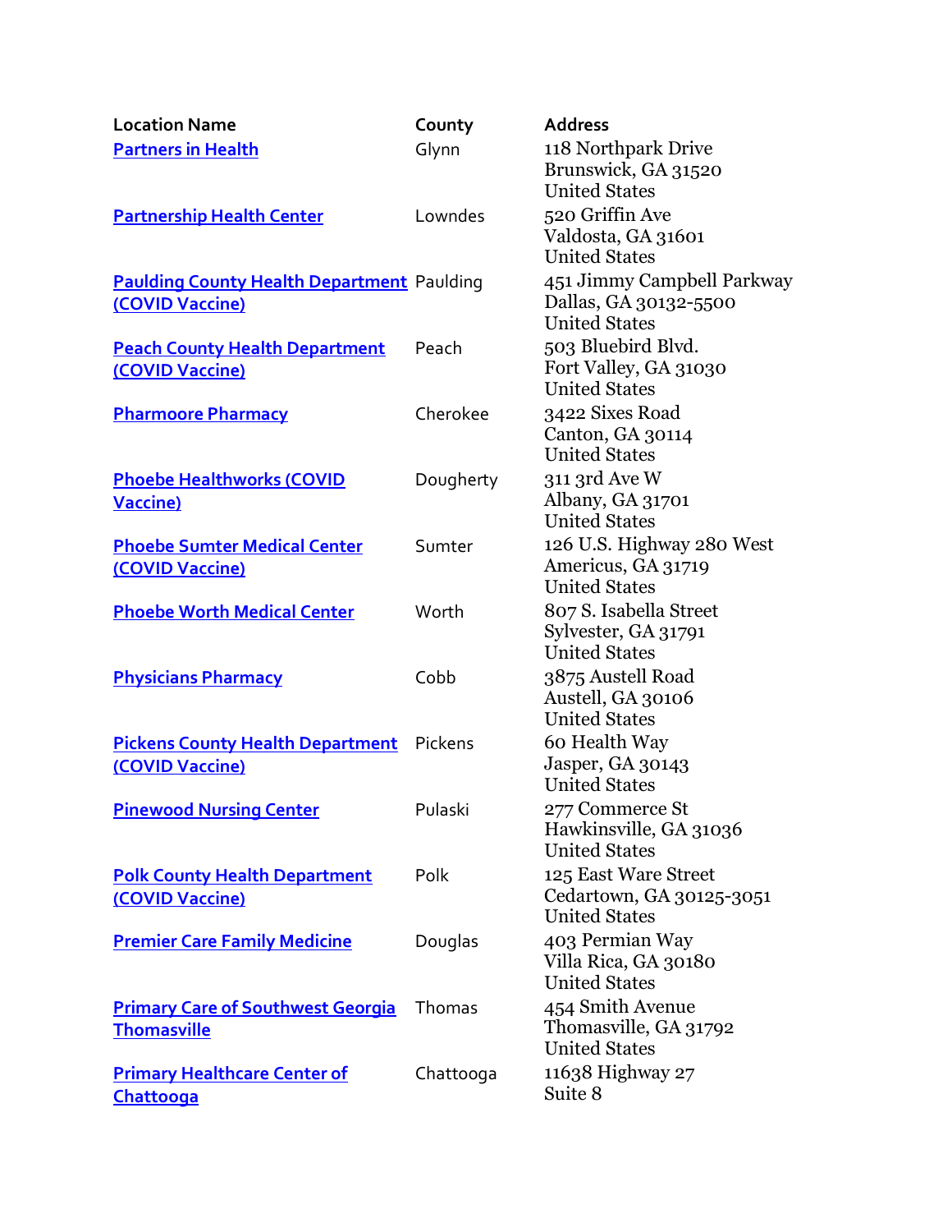| Location Name | County | Address |
|---|---|---|
| Partners in Health | Glynn | 118 Northpark Drive<br>Brunswick, GA 31520<br>United States |
| Partnership Health Center | Lowndes | 520 Griffin Ave<br>Valdosta, GA 31601<br>United States |
| Paulding County Health Department (COVID Vaccine) | Paulding | 451 Jimmy Campbell Parkway<br>Dallas, GA 30132-5500<br>United States |
| Peach County Health Department (COVID Vaccine) | Peach | 503 Bluebird Blvd.<br>Fort Valley, GA 31030<br>United States |
| Pharmoore Pharmacy | Cherokee | 3422 Sixes Road<br>Canton, GA 30114<br>United States |
| Phoebe Healthworks (COVID Vaccine) | Dougherty | 311 3rd Ave W<br>Albany, GA 31701<br>United States |
| Phoebe Sumter Medical Center (COVID Vaccine) | Sumter | 126 U.S. Highway 280 West<br>Americus, GA 31719<br>United States |
| Phoebe Worth Medical Center | Worth | 807 S. Isabella Street<br>Sylvester, GA 31791<br>United States |
| Physicians Pharmacy | Cobb | 3875 Austell Road<br>Austell, GA 30106<br>United States |
| Pickens County Health Department (COVID Vaccine) | Pickens | 60 Health Way<br>Jasper, GA 30143<br>United States |
| Pinewood Nursing Center | Pulaski | 277 Commerce St<br>Hawkinsville, GA 31036<br>United States |
| Polk County Health Department (COVID Vaccine) | Polk | 125 East Ware Street<br>Cedartown, GA 30125-3051<br>United States |
| Premier Care Family Medicine | Douglas | 403 Permian Way<br>Villa Rica, GA 30180<br>United States |
| Primary Care of Southwest Georgia Thomasville | Thomas | 454 Smith Avenue<br>Thomasville, GA 31792<br>United States |
| Primary Healthcare Center of Chattooga | Chattooga | 11638 Highway 27<br>Suite 8 |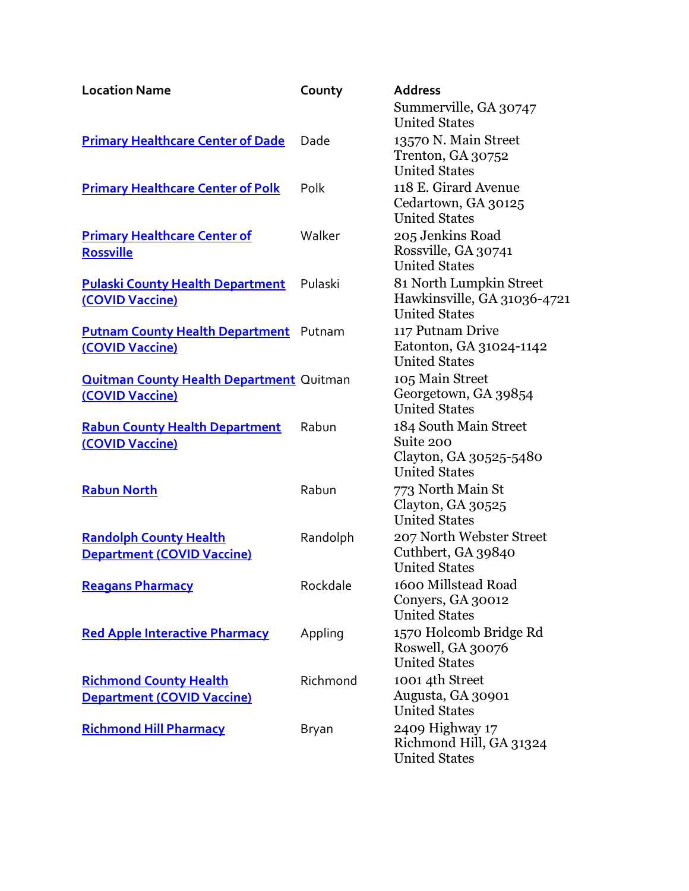| Location Name | County | Address |
| --- | --- | --- |
| | | Summerville, GA 30747<br>United States |
| Primary Healthcare Center of Dade | Dade | 13570 N. Main Street<br>Trenton, GA 30752<br>United States |
| Primary Healthcare Center of Polk | Polk | 118 E. Girard Avenue<br>Cedartown, GA 30125<br>United States |
| Primary Healthcare Center of Rossville | Walker | 205 Jenkins Road<br>Rossville, GA 30741<br>United States |
| Pulaski County Health Department (COVID Vaccine) | Pulaski | 81 North Lumpkin Street<br>Hawkinsville, GA 31036-4721<br>United States |
| Putnam County Health Department (COVID Vaccine) | Putnam | 117 Putnam Drive<br>Eatonton, GA 31024-1142<br>United States |
| Quitman County Health Department (COVID Vaccine) | Quitman | 105 Main Street<br>Georgetown, GA 39854<br>United States |
| Rabun County Health Department (COVID Vaccine) | Rabun | 184 South Main Street<br>Suite 200<br>Clayton, GA 30525-5480<br>United States |
| Rabun North | Rabun | 773 North Main St<br>Clayton, GA 30525<br>United States |
| Randolph County Health Department (COVID Vaccine) | Randolph | 207 North Webster Street<br>Cuthbert, GA 39840<br>United States |
| Reagans Pharmacy | Rockdale | 1600 Millstead Road<br>Conyers, GA 30012<br>United States |
| Red Apple Interactive Pharmacy | Appling | 1570 Holcomb Bridge Rd<br>Roswell, GA 30076<br>United States |
| Richmond County Health Department (COVID Vaccine) | Richmond | 1001 4th Street<br>Augusta, GA 30901<br>United States |
| Richmond Hill Pharmacy | Bryan | 2409 Highway 17<br>Richmond Hill, GA 31324<br>United States |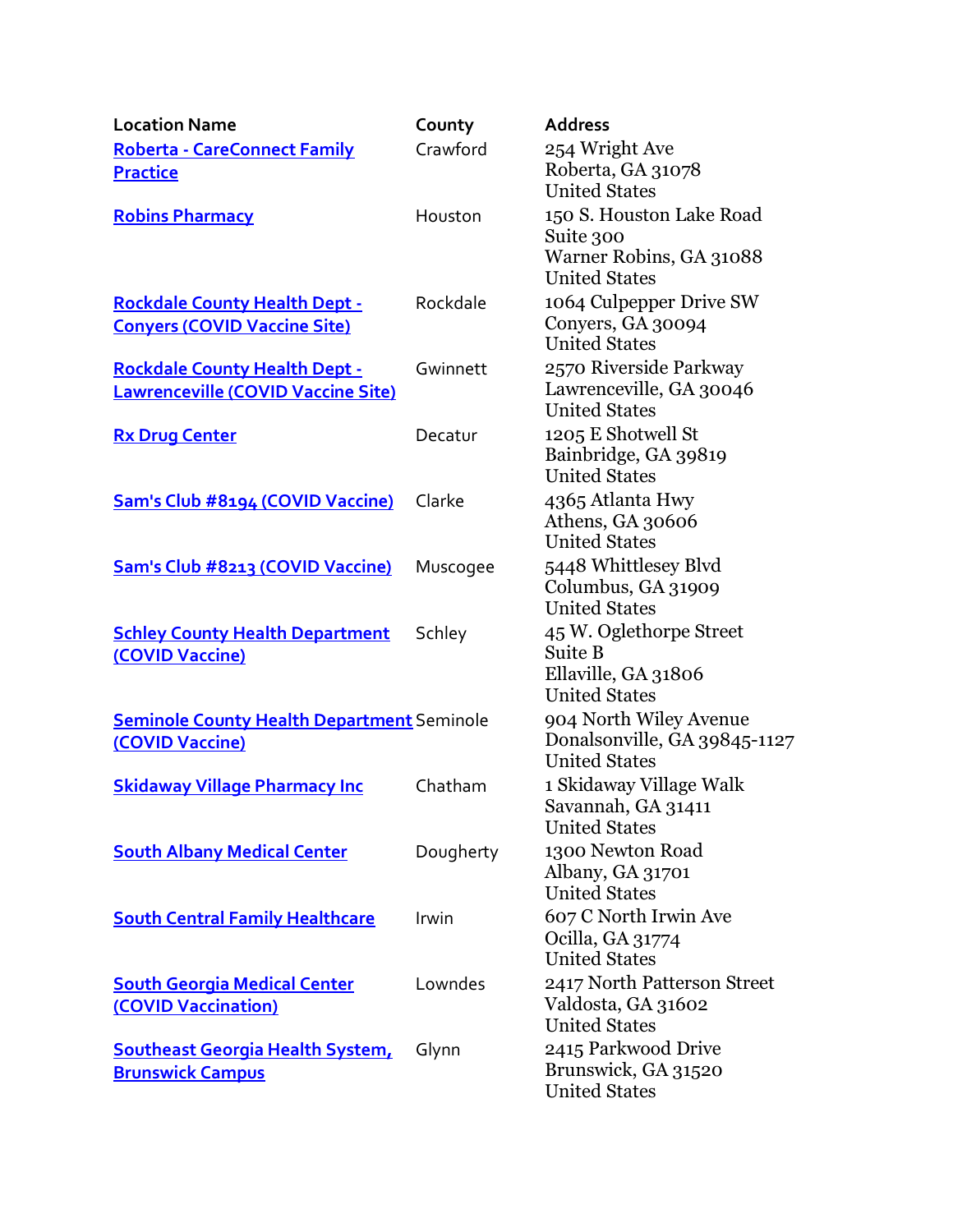| Location Name | County | Address |
| --- | --- | --- |
| Roberta - CareConnect Family Practice | Crawford | 254 Wright Ave<br>Roberta, GA 31078<br>United States |
| Robins Pharmacy | Houston | 150 S. Houston Lake Road<br>Suite 300<br>Warner Robins, GA 31088<br>United States |
| Rockdale County Health Dept - Conyers (COVID Vaccine Site) | Rockdale | 1064 Culpepper Drive SW<br>Conyers, GA 30094<br>United States |
| Rockdale County Health Dept - Lawrenceville (COVID Vaccine Site) | Gwinnett | 2570 Riverside Parkway<br>Lawrenceville, GA 30046<br>United States |
| Rx Drug Center | Decatur | 1205 E Shotwell St<br>Bainbridge, GA 39819<br>United States |
| Sam's Club #8194 (COVID Vaccine) | Clarke | 4365 Atlanta Hwy<br>Athens, GA 30606<br>United States |
| Sam's Club #8213 (COVID Vaccine) | Muscogee | 5448 Whittlesey Blvd<br>Columbus, GA 31909<br>United States |
| Schley County Health Department (COVID Vaccine) | Schley | 45 W. Oglethorpe Street<br>Suite B<br>Ellaville, GA 31806<br>United States |
| Seminole County Health Department (COVID Vaccine) | Seminole | 904 North Wiley Avenue<br>Donalsonville, GA 39845-1127<br>United States |
| Skidaway Village Pharmacy Inc | Chatham | 1 Skidaway Village Walk<br>Savannah, GA 31411<br>United States |
| South Albany Medical Center | Dougherty | 1300 Newton Road<br>Albany, GA 31701<br>United States |
| South Central Family Healthcare | Irwin | 607 C North Irwin Ave<br>Ocilla, GA 31774<br>United States |
| South Georgia Medical Center (COVID Vaccination) | Lowndes | 2417 North Patterson Street<br>Valdosta, GA 31602<br>United States |
| Southeast Georgia Health System, Brunswick Campus | Glynn | 2415 Parkwood Drive<br>Brunswick, GA 31520<br>United States |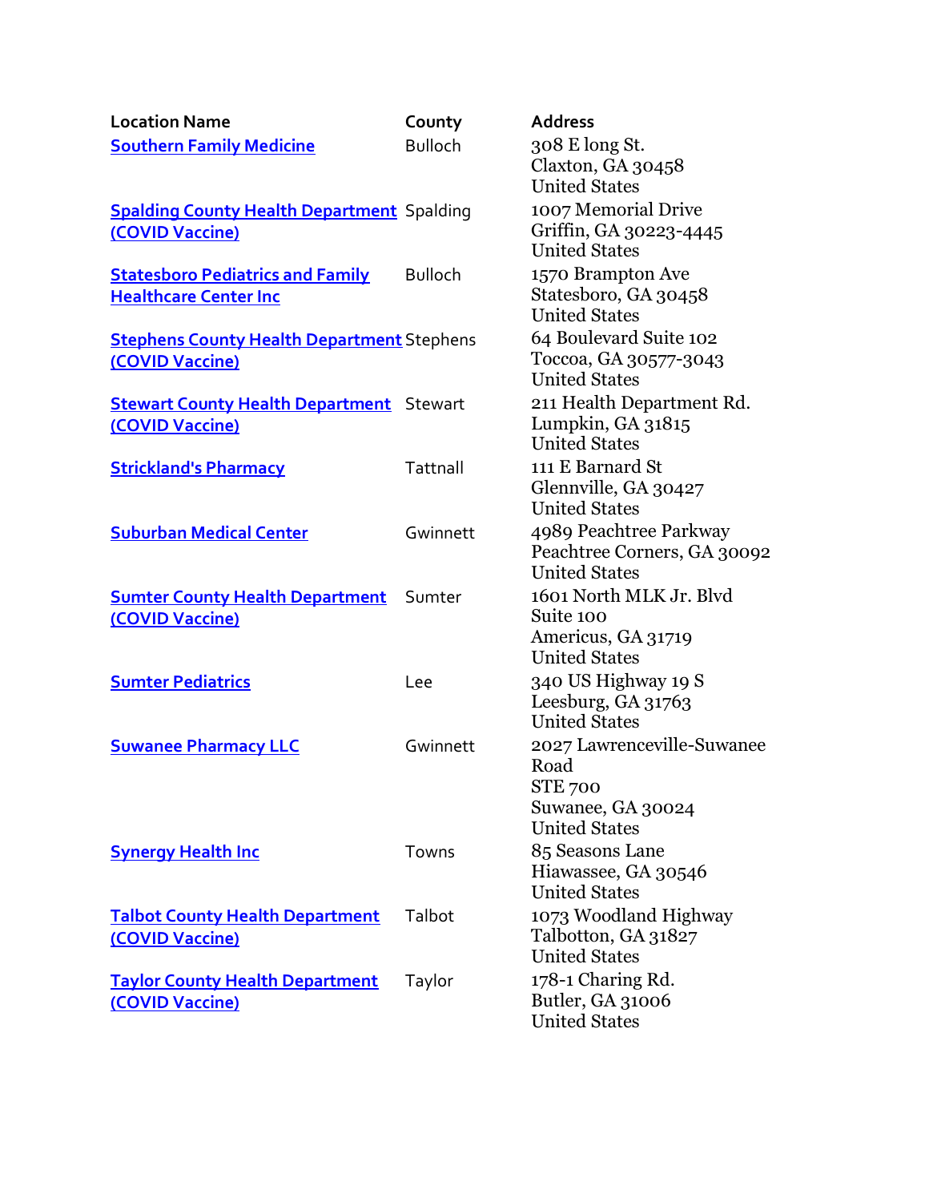| Location Name | County | Address |
|---|---|---|
| Southern Family Medicine | Bulloch | 308 E long St.<br>Claxton, GA 30458<br>United States |
| Spalding County Health Department (COVID Vaccine) | Spalding | 1007 Memorial Drive<br>Griffin, GA 30223-4445<br>United States |
| Statesboro Pediatrics and Family Healthcare Center Inc | Bulloch | 1570 Brampton Ave<br>Statesboro, GA 30458<br>United States |
| Stephens County Health Department (COVID Vaccine) | Stephens | 64 Boulevard Suite 102<br>Toccoa, GA 30577-3043<br>United States |
| Stewart County Health Department (COVID Vaccine) | Stewart | 211 Health Department Rd.<br>Lumpkin, GA 31815<br>United States |
| Strickland's Pharmacy | Tattnall | 111 E Barnard St<br>Glennville, GA 30427<br>United States |
| Suburban Medical Center | Gwinnett | 4989 Peachtree Parkway<br>Peachtree Corners, GA 30092<br>United States |
| Sumter County Health Department (COVID Vaccine) | Sumter | 1601 North MLK Jr. Blvd<br>Suite 100<br>Americus, GA 31719<br>United States |
| Sumter Pediatrics | Lee | 340 US Highway 19 S<br>Leesburg, GA 31763<br>United States |
| Suwanee Pharmacy LLC | Gwinnett | 2027 Lawrenceville-Suwanee Road<br>STE 700<br>Suwanee, GA 30024<br>United States |
| Synergy Health Inc | Towns | 85 Seasons Lane<br>Hiawassee, GA 30546<br>United States |
| Talbot County Health Department (COVID Vaccine) | Talbot | 1073 Woodland Highway<br>Talbotton, GA 31827<br>United States |
| Taylor County Health Department (COVID Vaccine) | Taylor | 178-1 Charing Rd.<br>Butler, GA 31006<br>United States |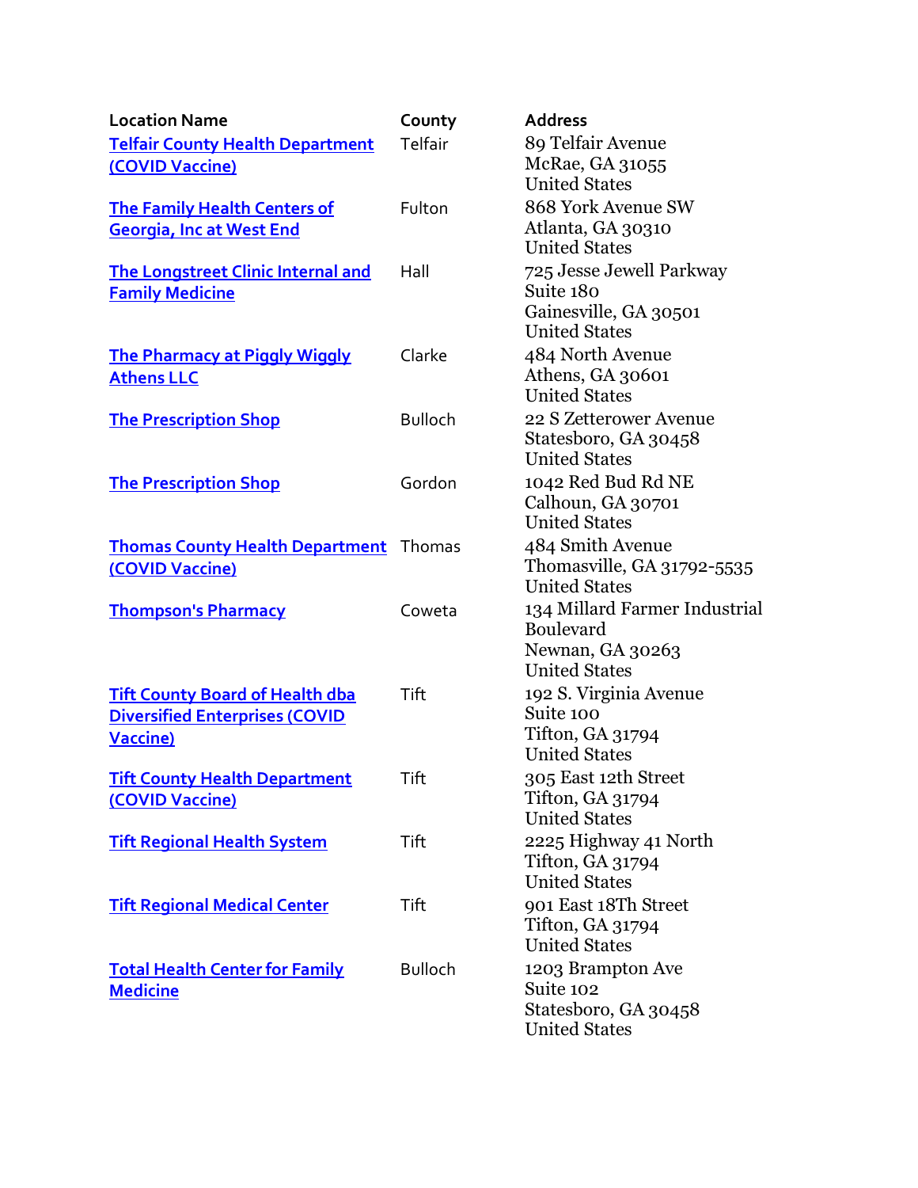| Location Name | County | Address |
|---|---|---|
| Telfair County Health Department (COVID Vaccine) | Telfair | 89 Telfair Avenue<br>McRae, GA 31055<br>United States |
| The Family Health Centers of Georgia, Inc at West End | Fulton | 868 York Avenue SW<br>Atlanta, GA 30310<br>United States |
| The Longstreet Clinic Internal and Family Medicine | Hall | 725 Jesse Jewell Parkway<br>Suite 180<br>Gainesville, GA 30501<br>United States |
| The Pharmacy at Piggly Wiggly Athens LLC | Clarke | 484 North Avenue<br>Athens, GA 30601<br>United States |
| The Prescription Shop | Bulloch | 22 S Zetterower Avenue<br>Statesboro, GA 30458<br>United States |
| The Prescription Shop | Gordon | 1042 Red Bud Rd NE<br>Calhoun, GA 30701<br>United States |
| Thomas County Health Department (COVID Vaccine) | Thomas | 484 Smith Avenue<br>Thomasville, GA 31792-5535<br>United States |
| Thompson's Pharmacy | Coweta | 134 Millard Farmer Industrial Boulevard<br>Newnan, GA 30263<br>United States |
| Tift County Board of Health dba Diversified Enterprises (COVID Vaccine) | Tift | 192 S. Virginia Avenue<br>Suite 100<br>Tifton, GA 31794<br>United States |
| Tift County Health Department (COVID Vaccine) | Tift | 305 East 12th Street<br>Tifton, GA 31794<br>United States |
| Tift Regional Health System | Tift | 2225 Highway 41 North<br>Tifton, GA 31794<br>United States |
| Tift Regional Medical Center | Tift | 901 East 18Th Street<br>Tifton, GA 31794<br>United States |
| Total Health Center for Family Medicine | Bulloch | 1203 Brampton Ave<br>Suite 102<br>Statesboro, GA 30458<br>United States |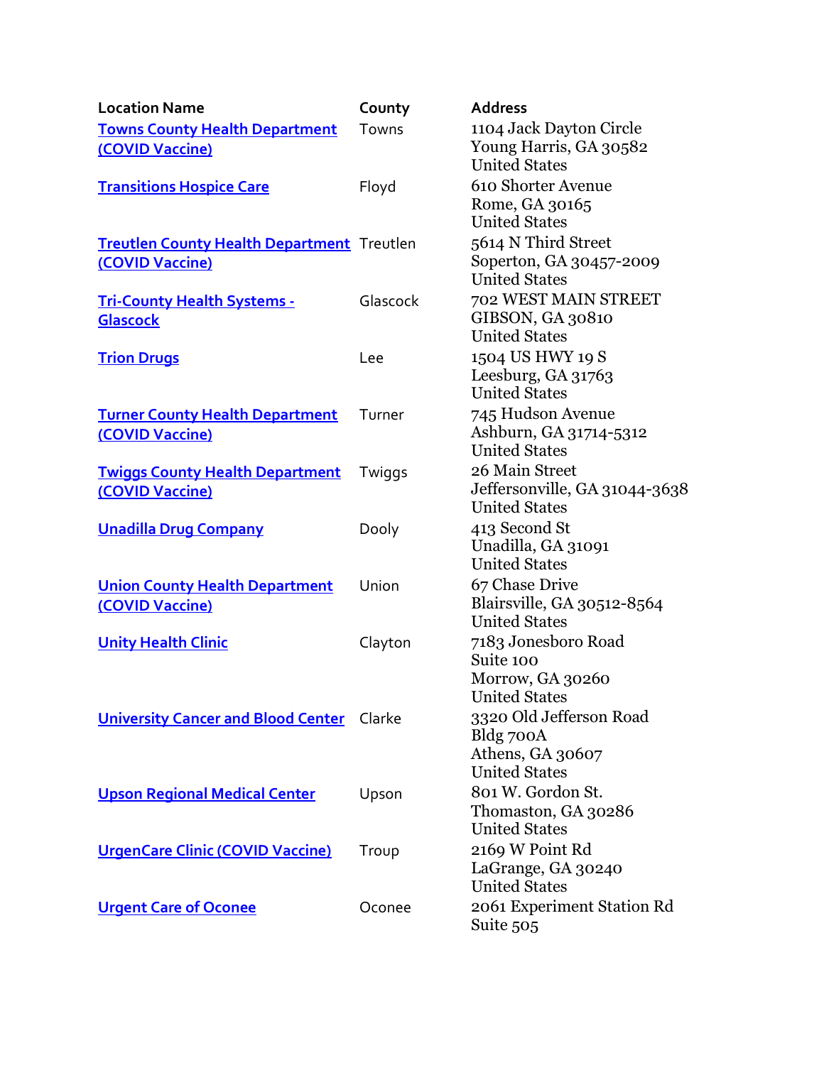| Location Name | County | Address |
| --- | --- | --- |
| Towns County Health Department (COVID Vaccine) | Towns | 1104 Jack Dayton Circle<br>Young Harris, GA 30582<br>United States |
| Transitions Hospice Care | Floyd | 610 Shorter Avenue<br>Rome, GA 30165<br>United States |
| Treutlen County Health Department (COVID Vaccine) | Treutlen | 5614 N Third Street<br>Soperton, GA 30457-2009<br>United States |
| Tri-County Health Systems - Glascock | Glascock | 702 WEST MAIN STREET<br>GIBSON, GA 30810<br>United States |
| Trion Drugs | Lee | 1504 US HWY 19 S<br>Leesburg, GA 31763<br>United States |
| Turner County Health Department (COVID Vaccine) | Turner | 745 Hudson Avenue<br>Ashburn, GA 31714-5312<br>United States |
| Twiggs County Health Department (COVID Vaccine) | Twiggs | 26 Main Street<br>Jeffersonville, GA 31044-3638<br>United States |
| Unadilla Drug Company | Dooly | 413 Second St<br>Unadilla, GA 31091<br>United States |
| Union County Health Department (COVID Vaccine) | Union | 67 Chase Drive<br>Blairsville, GA 30512-8564<br>United States |
| Unity Health Clinic | Clayton | 7183 Jonesboro Road<br>Suite 100<br>Morrow, GA 30260<br>United States |
| University Cancer and Blood Center | Clarke | 3320 Old Jefferson Road<br>Bldg 700A<br>Athens, GA 30607<br>United States |
| Upson Regional Medical Center | Upson | 801 W. Gordon St.<br>Thomaston, GA 30286<br>United States |
| UrgenCare Clinic (COVID Vaccine) | Troup | 2169 W Point Rd<br>LaGrange, GA 30240<br>United States |
| Urgent Care of Oconee | Oconee | 2061 Experiment Station Rd<br>Suite 505 |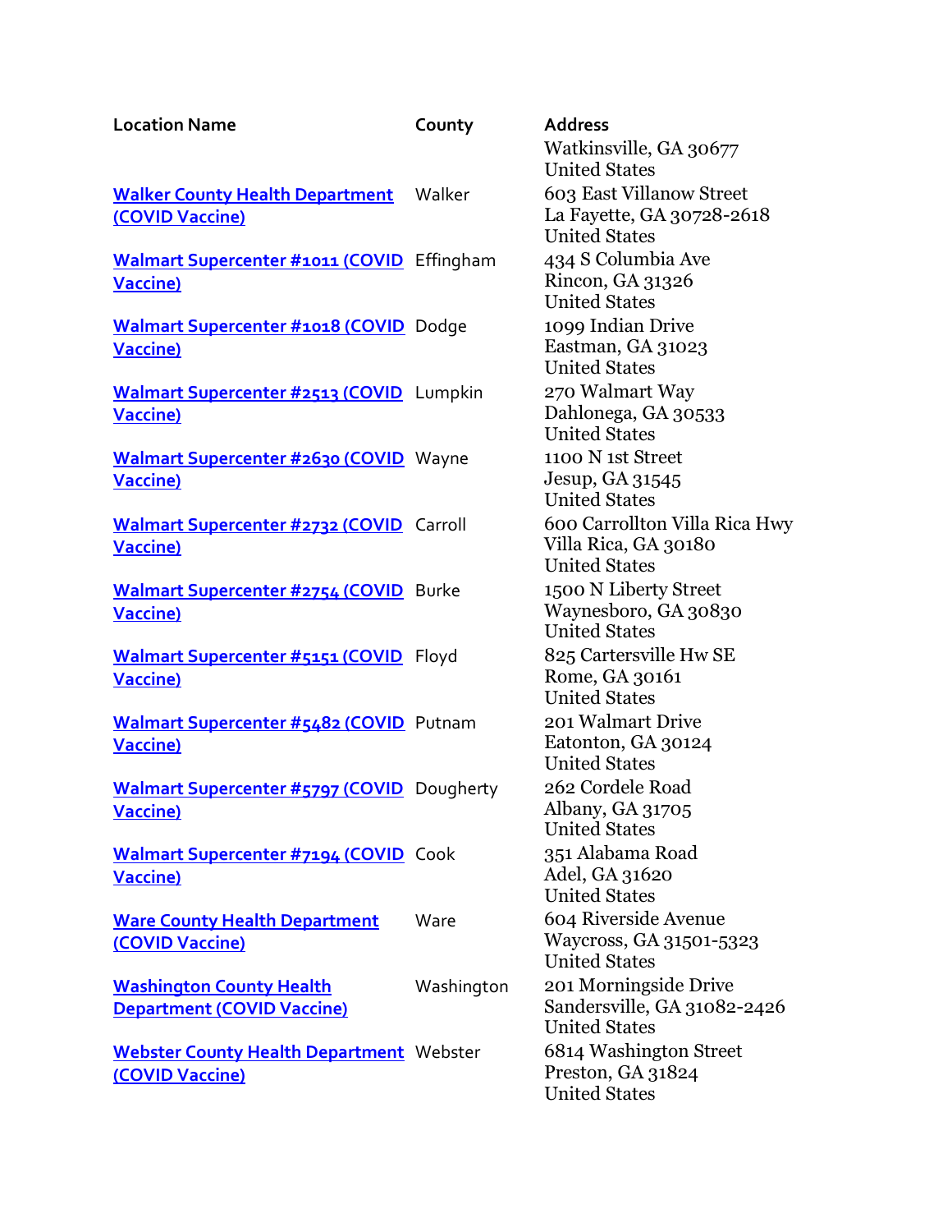| Location Name | County | Address |
| --- | --- | --- |
| | | Watkinsville, GA 30677<br>United States |
| Walker County Health Department (COVID Vaccine) | Walker | 603 East Villanow Street<br>La Fayette, GA 30728-2618<br>United States |
| Walmart Supercenter #1011 (COVID Vaccine) | Effingham | 434 S Columbia Ave<br>Rincon, GA 31326<br>United States |
| Walmart Supercenter #1018 (COVID Vaccine) | Dodge | 1099 Indian Drive<br>Eastman, GA 31023<br>United States |
| Walmart Supercenter #2513 (COVID Vaccine) | Lumpkin | 270 Walmart Way<br>Dahlonega, GA 30533<br>United States |
| Walmart Supercenter #2630 (COVID Vaccine) | Wayne | 1100 N 1st Street<br>Jesup, GA 31545<br>United States |
| Walmart Supercenter #2732 (COVID Vaccine) | Carroll | 600 Carrollton Villa Rica Hwy<br>Villa Rica, GA 30180<br>United States |
| Walmart Supercenter #2754 (COVID Vaccine) | Burke | 1500 N Liberty Street<br>Waynesboro, GA 30830<br>United States |
| Walmart Supercenter #5151 (COVID Vaccine) | Floyd | 825 Cartersville Hw SE<br>Rome, GA 30161<br>United States |
| Walmart Supercenter #5482 (COVID Vaccine) | Putnam | 201 Walmart Drive<br>Eatonton, GA 30124<br>United States |
| Walmart Supercenter #5797 (COVID Vaccine) | Dougherty | 262 Cordele Road<br>Albany, GA 31705<br>United States |
| Walmart Supercenter #7194 (COVID Vaccine) | Cook | 351 Alabama Road<br>Adel, GA 31620<br>United States |
| Ware County Health Department (COVID Vaccine) | Ware | 604 Riverside Avenue<br>Waycross, GA 31501-5323<br>United States |
| Washington County Health Department (COVID Vaccine) | Washington | 201 Morningside Drive<br>Sandersville, GA 31082-2426<br>United States |
| Webster County Health Department (COVID Vaccine) | Webster | 6814 Washington Street<br>Preston, GA 31824<br>United States |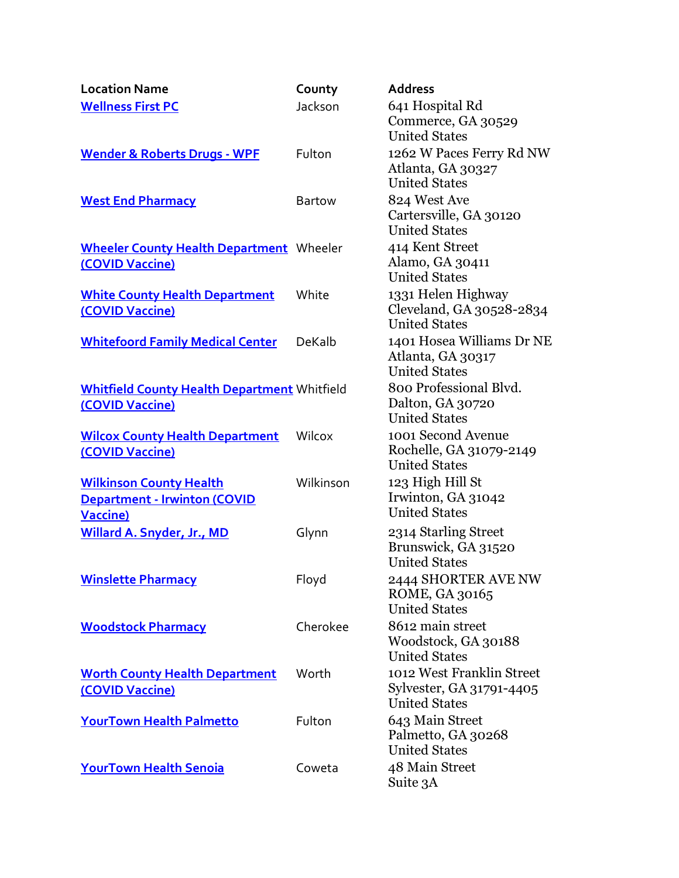| Location Name | County | Address |
|---|---|---|
| Wellness First PC | Jackson | 641 Hospital Rd<br>Commerce, GA 30529<br>United States |
| Wender & Roberts Drugs - WPF | Fulton | 1262 W Paces Ferry Rd NW<br>Atlanta, GA 30327<br>United States |
| West End Pharmacy | Bartow | 824 West Ave<br>Cartersville, GA 30120<br>United States |
| Wheeler County Health Department (COVID Vaccine) | Wheeler | 414 Kent Street<br>Alamo, GA 30411<br>United States |
| White County Health Department (COVID Vaccine) | White | 1331 Helen Highway<br>Cleveland, GA 30528-2834<br>United States |
| Whitefoord Family Medical Center | DeKalb | 1401 Hosea Williams Dr NE<br>Atlanta, GA 30317<br>United States |
| Whitfield County Health Department (COVID Vaccine) | Whitfield | 800 Professional Blvd.<br>Dalton, GA 30720<br>United States |
| Wilcox County Health Department (COVID Vaccine) | Wilcox | 1001 Second Avenue<br>Rochelle, GA 31079-2149<br>United States |
| Wilkinson County Health Department - Irwinton (COVID Vaccine) | Wilkinson | 123 High Hill St<br>Irwinton, GA 31042<br>United States |
| Willard A. Snyder, Jr., MD | Glynn | 2314 Starling Street<br>Brunswick, GA 31520<br>United States |
| Winslette Pharmacy | Floyd | 2444 SHORTER AVE NW<br>ROME, GA 30165<br>United States |
| Woodstock Pharmacy | Cherokee | 8612 main street<br>Woodstock, GA 30188<br>United States |
| Worth County Health Department (COVID Vaccine) | Worth | 1012 West Franklin Street<br>Sylvester, GA 31791-4405<br>United States |
| YourTown Health Palmetto | Fulton | 643 Main Street<br>Palmetto, GA 30268<br>United States |
| YourTown Health Senoia | Coweta | 48 Main Street<br>Suite 3A |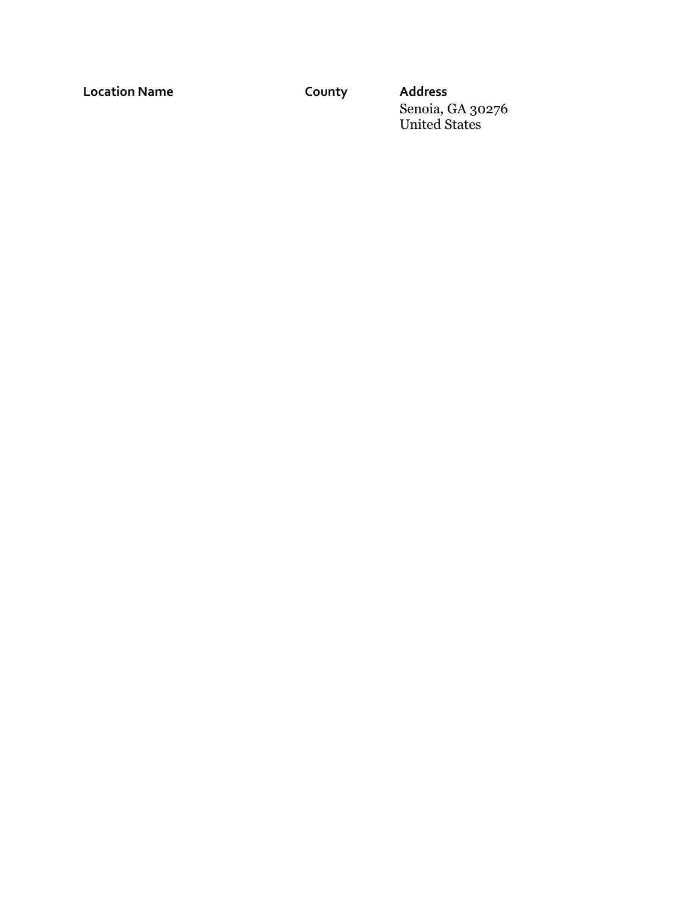| Location Name | County | Address |
| --- | --- | --- |
| | | Senoia, GA 30276<br>United States |